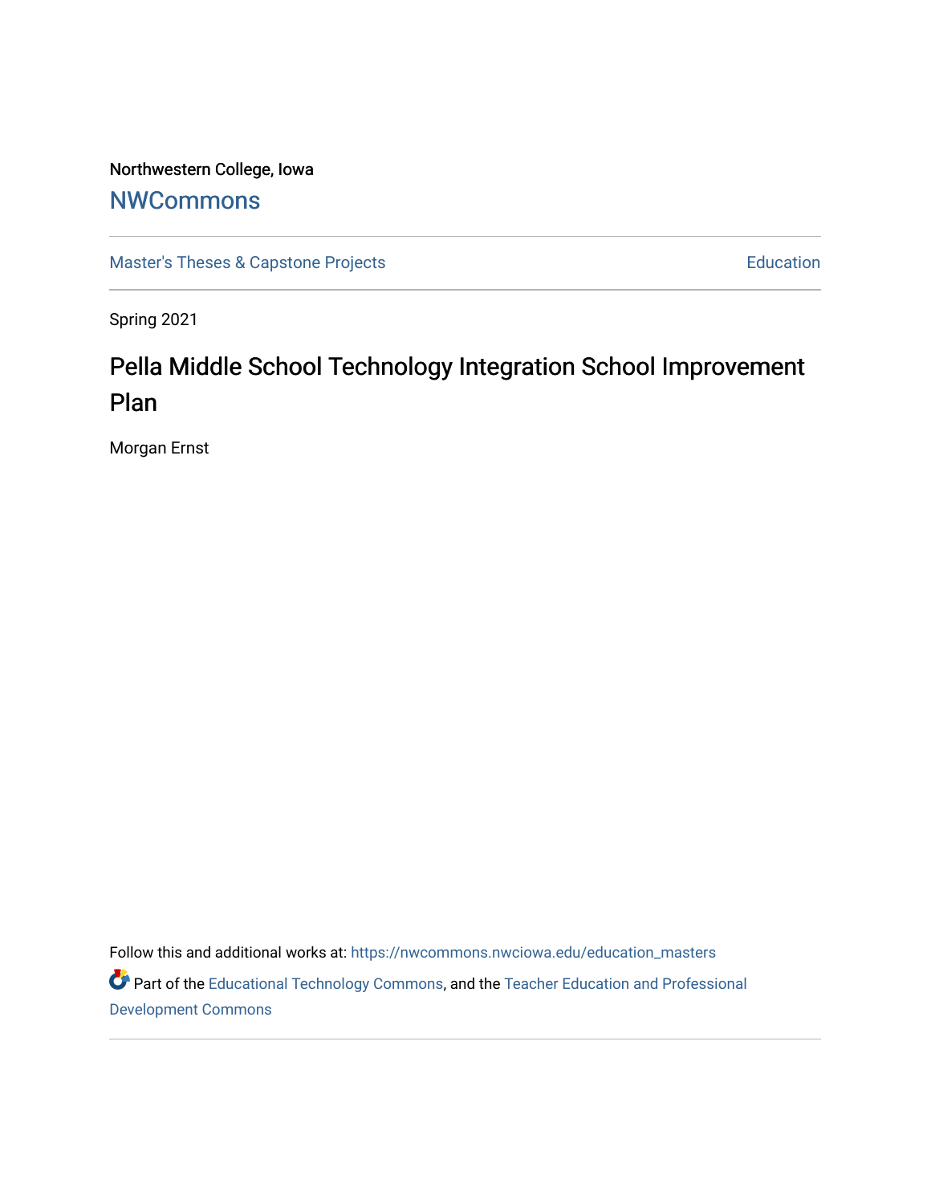Northwestern College, Iowa

# NWCommons

Master's Theses & Capstone Projects | Education

Spring 2021

# Pella Middle School Technology Integration School Improvement Plan

Morgan Ernst

Follow this and additional works at: https://nwcommons.nwciowa.edu/education_masters

Part of the Educational Technology Commons, and the Teacher Education and Professional Development Commons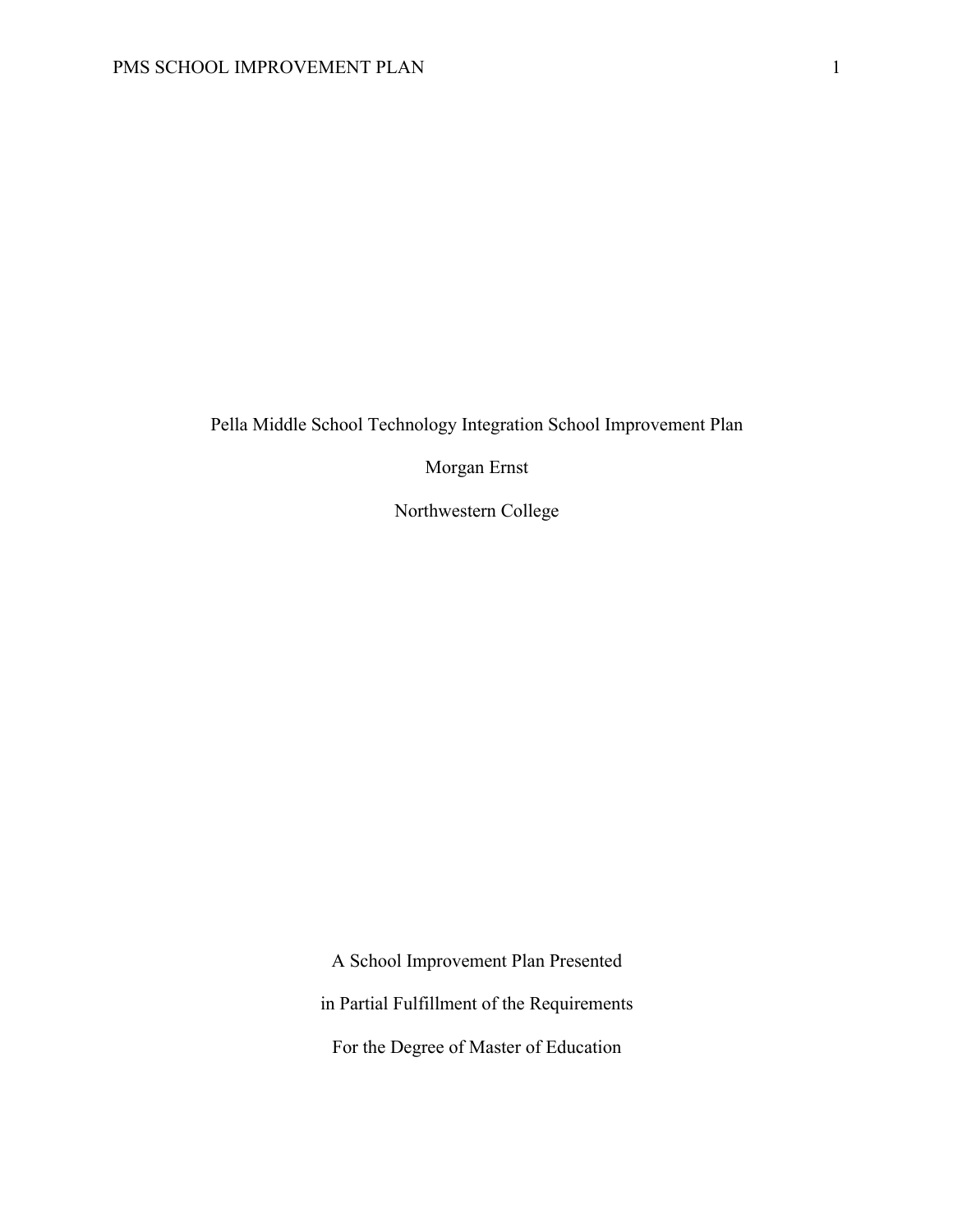Pella Middle School Technology Integration School Improvement Plan

Morgan Ernst

Northwestern College

A School Improvement Plan Presented

in Partial Fulfillment of the Requirements

For the Degree of Master of Education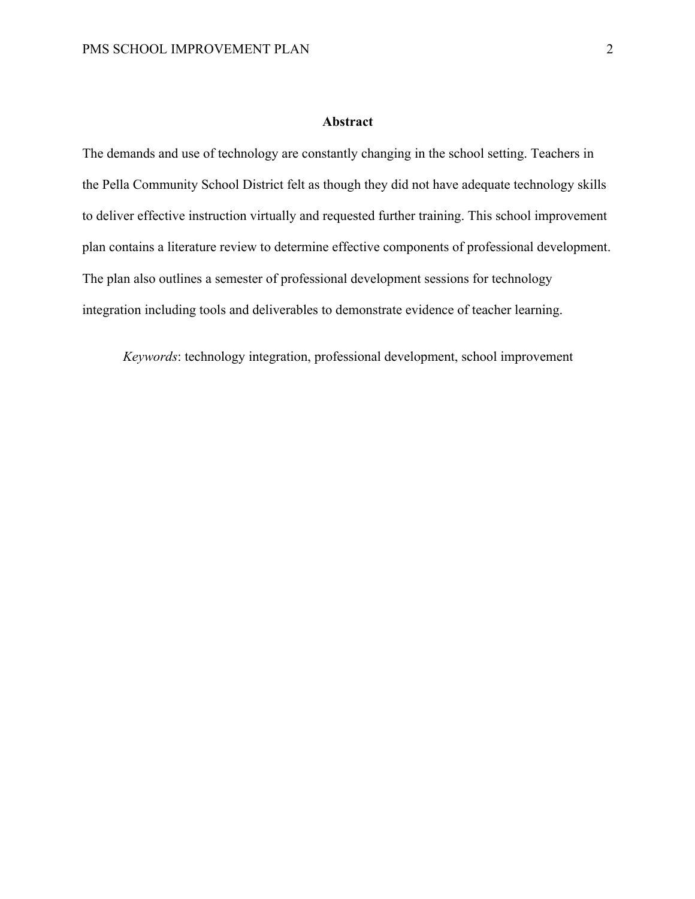## Abstract

The demands and use of technology are constantly changing in the school setting. Teachers in the Pella Community School District felt as though they did not have adequate technology skills to deliver effective instruction virtually and requested further training. This school improvement plan contains a literature review to determine effective components of professional development. The plan also outlines a semester of professional development sessions for technology integration including tools and deliverables to demonstrate evidence of teacher learning.

*Keywords*: technology integration, professional development, school improvement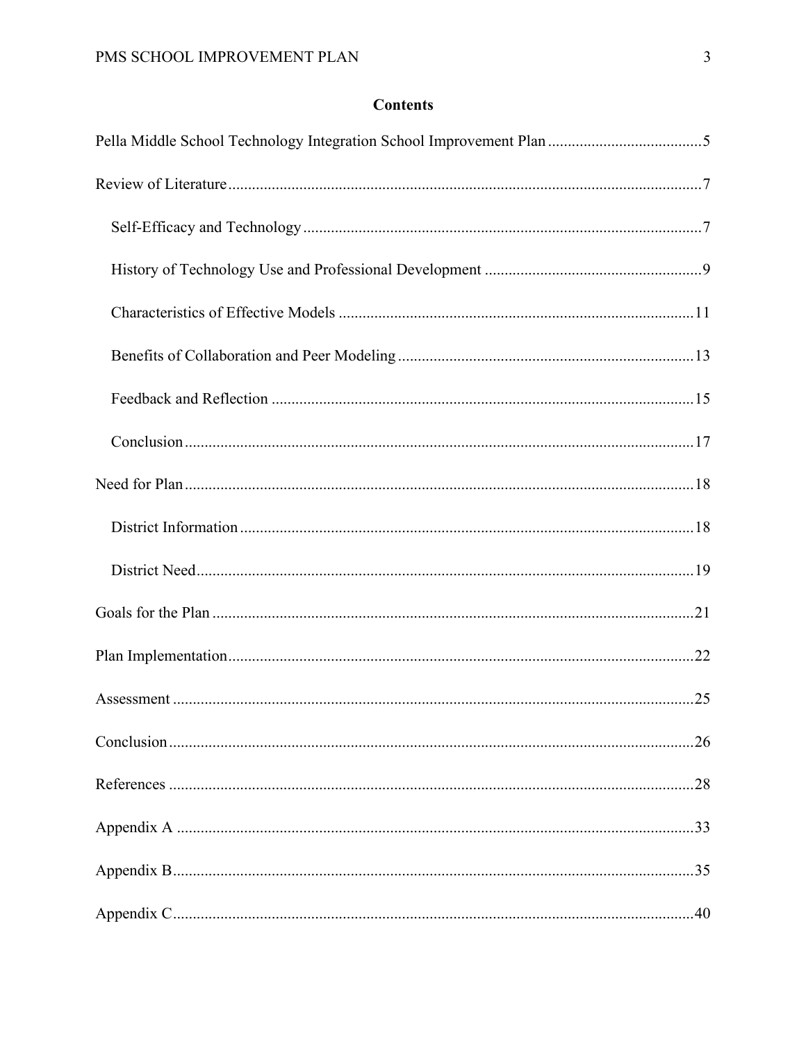# Contents

Pella Middle School Technology Integration School Improvement Plan ....................................... 5

Review of Literature ....................................................................................................... 7

- Self-Efficacy and Technology ..................................................................................... 7
- History of Technology Use and Professional Development ...................................... 9
- Characteristics of Effective Models ......................................................................... 11
- Benefits of Collaboration and Peer Modeling .......................................................... 13
- Feedback and Reflection .......................................................................................... 15
- Conclusion ................................................................................................................ 17

Need for Plan ................................................................................................................ 18

- District Information .................................................................................................. 18
- District Need ............................................................................................................. 19

Goals for the Plan ......................................................................................................... 21

Plan Implementation ..................................................................................................... 22

Assessment ................................................................................................................... 25

Conclusion .................................................................................................................... 26

References .................................................................................................................... 28

Appendix A .................................................................................................................. 33

Appendix B ................................................................................................................... 35

Appendix C ................................................................................................................... 40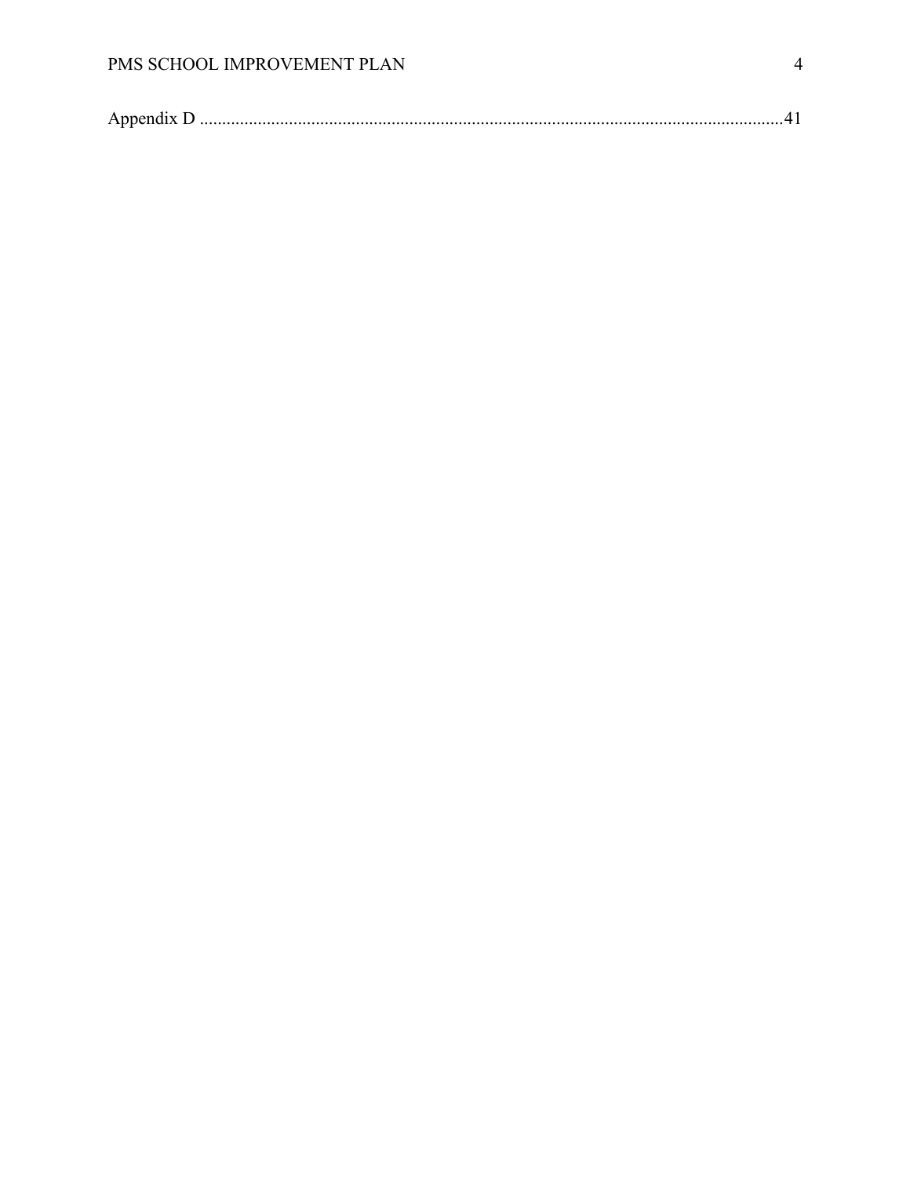Appendix D ..................................................................................................................................41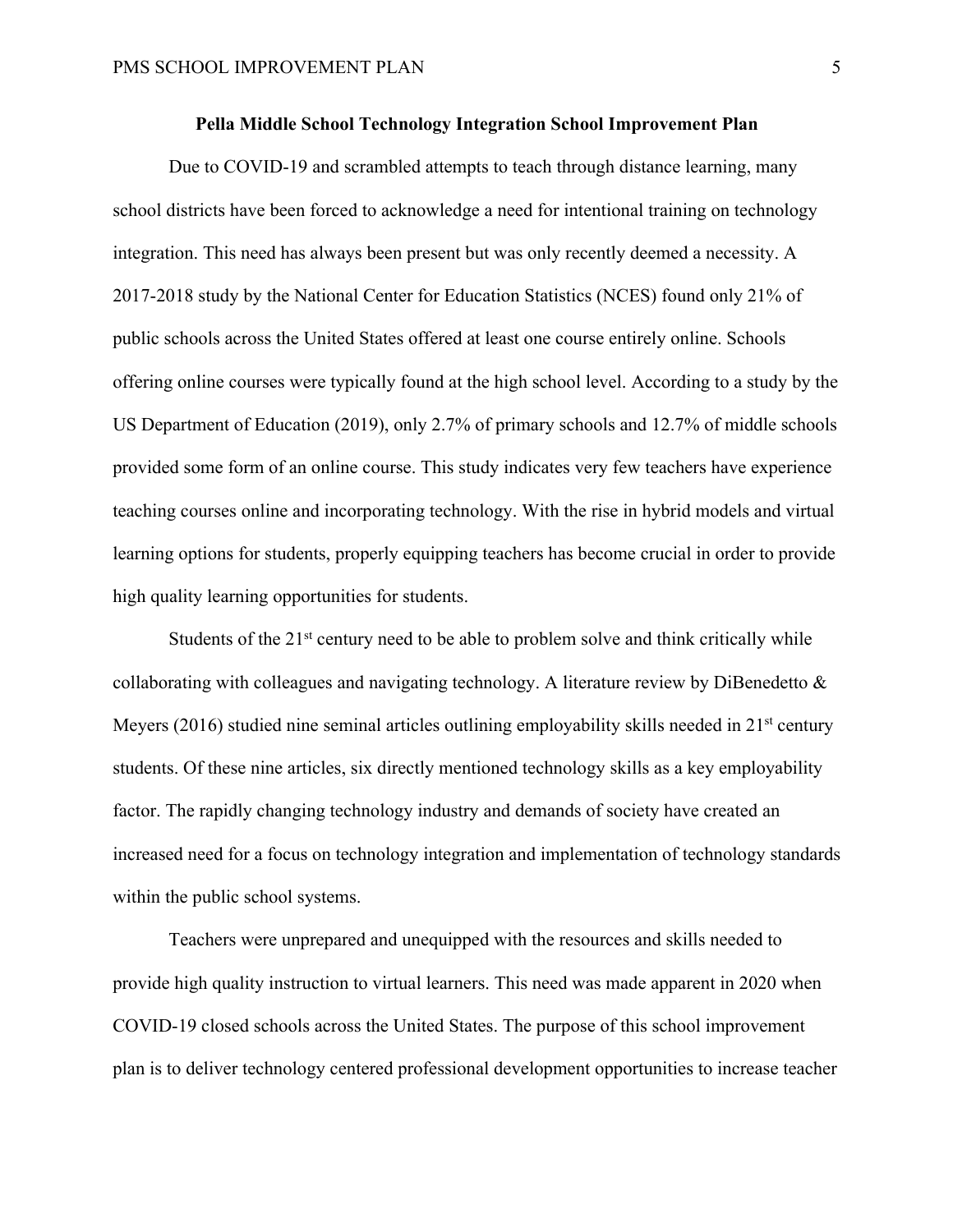**Pella Middle School Technology Integration School Improvement Plan**

Due to COVID-19 and scrambled attempts to teach through distance learning, many school districts have been forced to acknowledge a need for intentional training on technology integration. This need has always been present but was only recently deemed a necessity. A 2017-2018 study by the National Center for Education Statistics (NCES) found only 21% of public schools across the United States offered at least one course entirely online. Schools offering online courses were typically found at the high school level. According to a study by the US Department of Education (2019), only 2.7% of primary schools and 12.7% of middle schools provided some form of an online course. This study indicates very few teachers have experience teaching courses online and incorporating technology. With the rise in hybrid models and virtual learning options for students, properly equipping teachers has become crucial in order to provide high quality learning opportunities for students.

Students of the 21st century need to be able to problem solve and think critically while collaborating with colleagues and navigating technology. A literature review by DiBenedetto & Meyers (2016) studied nine seminal articles outlining employability skills needed in 21st century students. Of these nine articles, six directly mentioned technology skills as a key employability factor. The rapidly changing technology industry and demands of society have created an increased need for a focus on technology integration and implementation of technology standards within the public school systems.

Teachers were unprepared and unequipped with the resources and skills needed to provide high quality instruction to virtual learners. This need was made apparent in 2020 when COVID-19 closed schools across the United States. The purpose of this school improvement plan is to deliver technology centered professional development opportunities to increase teacher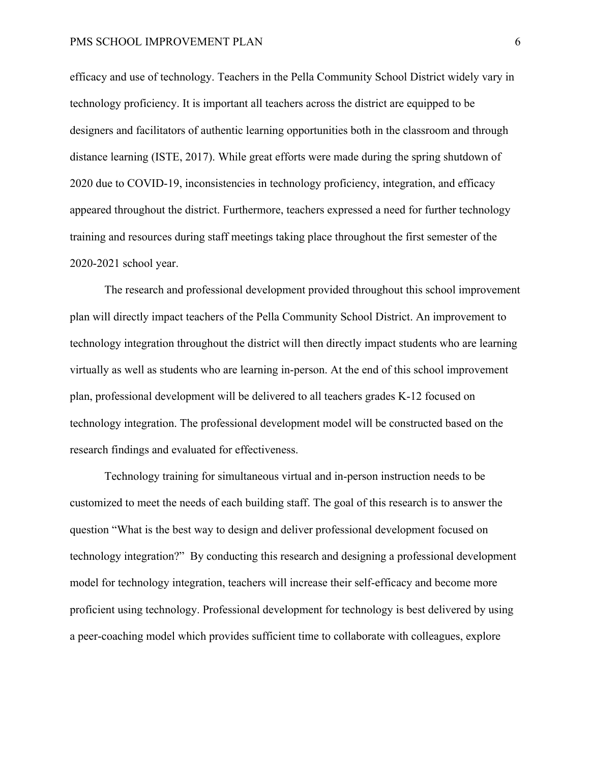efficacy and use of technology. Teachers in the Pella Community School District widely vary in technology proficiency. It is important all teachers across the district are equipped to be designers and facilitators of authentic learning opportunities both in the classroom and through distance learning (ISTE, 2017). While great efforts were made during the spring shutdown of 2020 due to COVID-19, inconsistencies in technology proficiency, integration, and efficacy appeared throughout the district. Furthermore, teachers expressed a need for further technology training and resources during staff meetings taking place throughout the first semester of the 2020-2021 school year.

The research and professional development provided throughout this school improvement plan will directly impact teachers of the Pella Community School District. An improvement to technology integration throughout the district will then directly impact students who are learning virtually as well as students who are learning in-person. At the end of this school improvement plan, professional development will be delivered to all teachers grades K-12 focused on technology integration. The professional development model will be constructed based on the research findings and evaluated for effectiveness.

Technology training for simultaneous virtual and in-person instruction needs to be customized to meet the needs of each building staff. The goal of this research is to answer the question "What is the best way to design and deliver professional development focused on technology integration?" By conducting this research and designing a professional development model for technology integration, teachers will increase their self-efficacy and become more proficient using technology. Professional development for technology is best delivered by using a peer-coaching model which provides sufficient time to collaborate with colleagues, explore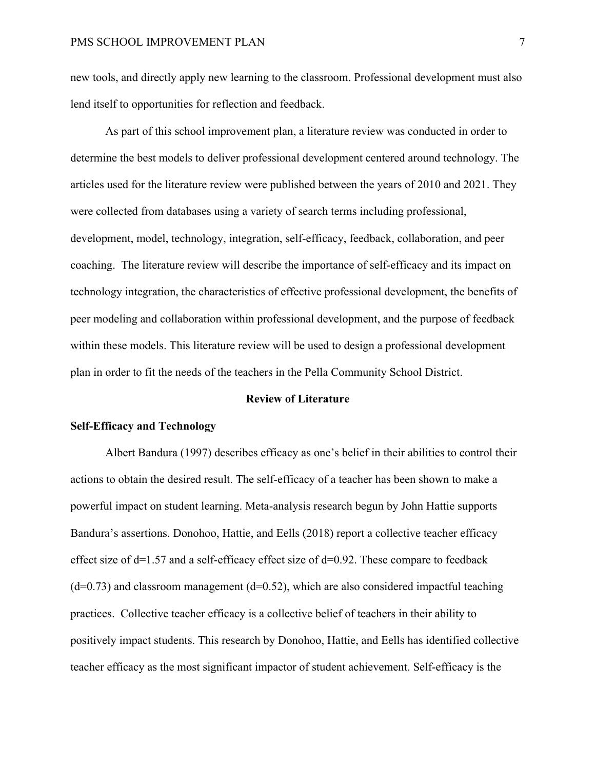new tools, and directly apply new learning to the classroom. Professional development must also lend itself to opportunities for reflection and feedback.

As part of this school improvement plan, a literature review was conducted in order to determine the best models to deliver professional development centered around technology. The articles used for the literature review were published between the years of 2010 and 2021. They were collected from databases using a variety of search terms including professional, development, model, technology, integration, self-efficacy, feedback, collaboration, and peer coaching. The literature review will describe the importance of self-efficacy and its impact on technology integration, the characteristics of effective professional development, the benefits of peer modeling and collaboration within professional development, and the purpose of feedback within these models. This literature review will be used to design a professional development plan in order to fit the needs of the teachers in the Pella Community School District.

## Review of Literature

### Self-Efficacy and Technology

Albert Bandura (1997) describes efficacy as one's belief in their abilities to control their actions to obtain the desired result. The self-efficacy of a teacher has been shown to make a powerful impact on student learning. Meta-analysis research begun by John Hattie supports Bandura's assertions. Donohoo, Hattie, and Eells (2018) report a collective teacher efficacy effect size of $d=1.57$ and a self-efficacy effect size of $d=0.92$. These compare to feedback ($d=0.73$) and classroom management ($d=0.52$), which are also considered impactful teaching practices. Collective teacher efficacy is a collective belief of teachers in their ability to positively impact students. This research by Donohoo, Hattie, and Eells has identified collective teacher efficacy as the most significant impactor of student achievement. Self-efficacy is the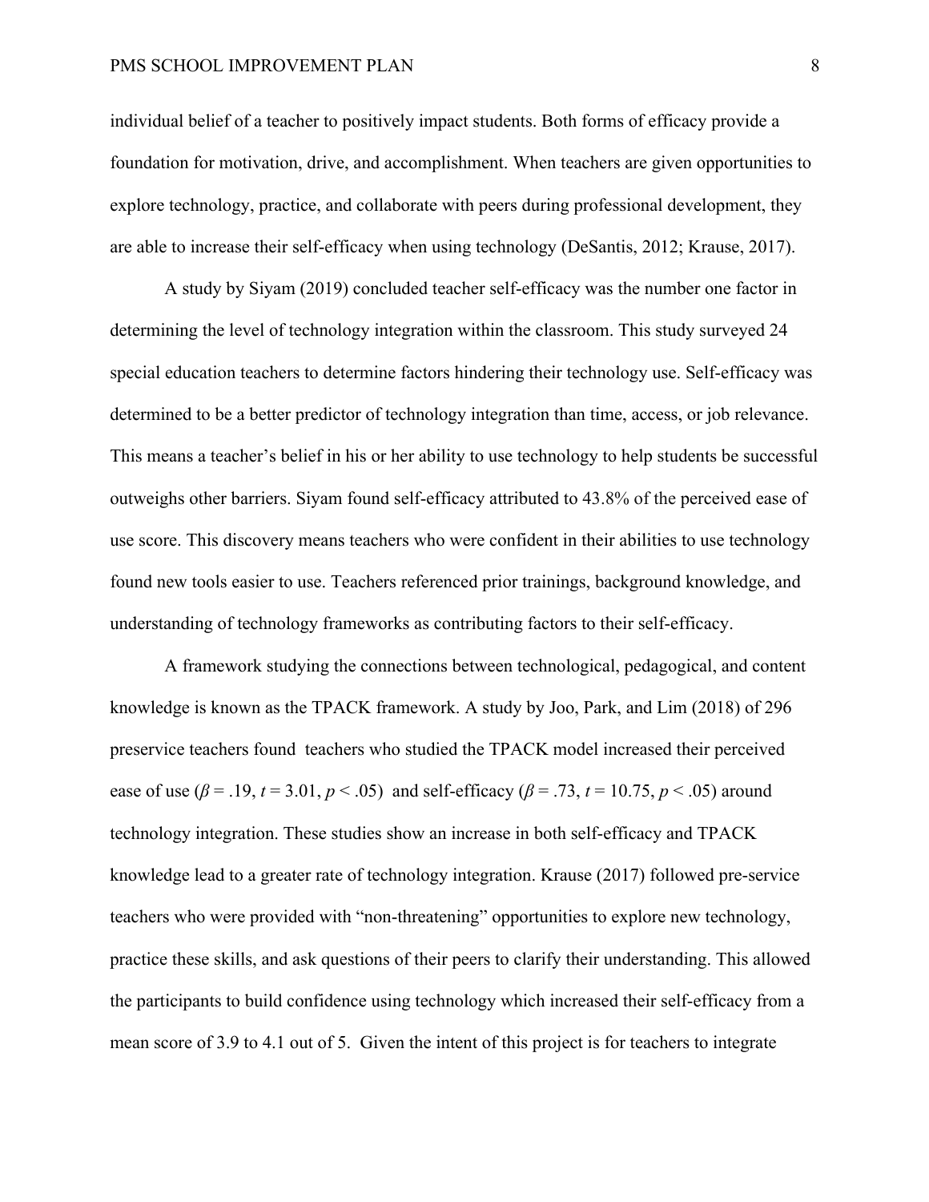individual belief of a teacher to positively impact students. Both forms of efficacy provide a foundation for motivation, drive, and accomplishment. When teachers are given opportunities to explore technology, practice, and collaborate with peers during professional development, they are able to increase their self-efficacy when using technology (DeSantis, 2012; Krause, 2017).

A study by Siyam (2019) concluded teacher self-efficacy was the number one factor in determining the level of technology integration within the classroom. This study surveyed 24 special education teachers to determine factors hindering their technology use. Self-efficacy was determined to be a better predictor of technology integration than time, access, or job relevance. This means a teacher's belief in his or her ability to use technology to help students be successful outweighs other barriers. Siyam found self-efficacy attributed to 43.8% of the perceived ease of use score. This discovery means teachers who were confident in their abilities to use technology found new tools easier to use. Teachers referenced prior trainings, background knowledge, and understanding of technology frameworks as contributing factors to their self-efficacy.

A framework studying the connections between technological, pedagogical, and content knowledge is known as the TPACK framework. A study by Joo, Park, and Lim (2018) of 296 preservice teachers found teachers who studied the TPACK model increased their perceived ease of use ($\beta = .19$, $t = 3.01$, $p < .05$) and self-efficacy ($\beta = .73$, $t = 10.75$, $p < .05$) around technology integration. These studies show an increase in both self-efficacy and TPACK knowledge lead to a greater rate of technology integration. Krause (2017) followed pre-service teachers who were provided with "non-threatening" opportunities to explore new technology, practice these skills, and ask questions of their peers to clarify their understanding. This allowed the participants to build confidence using technology which increased their self-efficacy from a mean score of 3.9 to 4.1 out of 5. Given the intent of this project is for teachers to integrate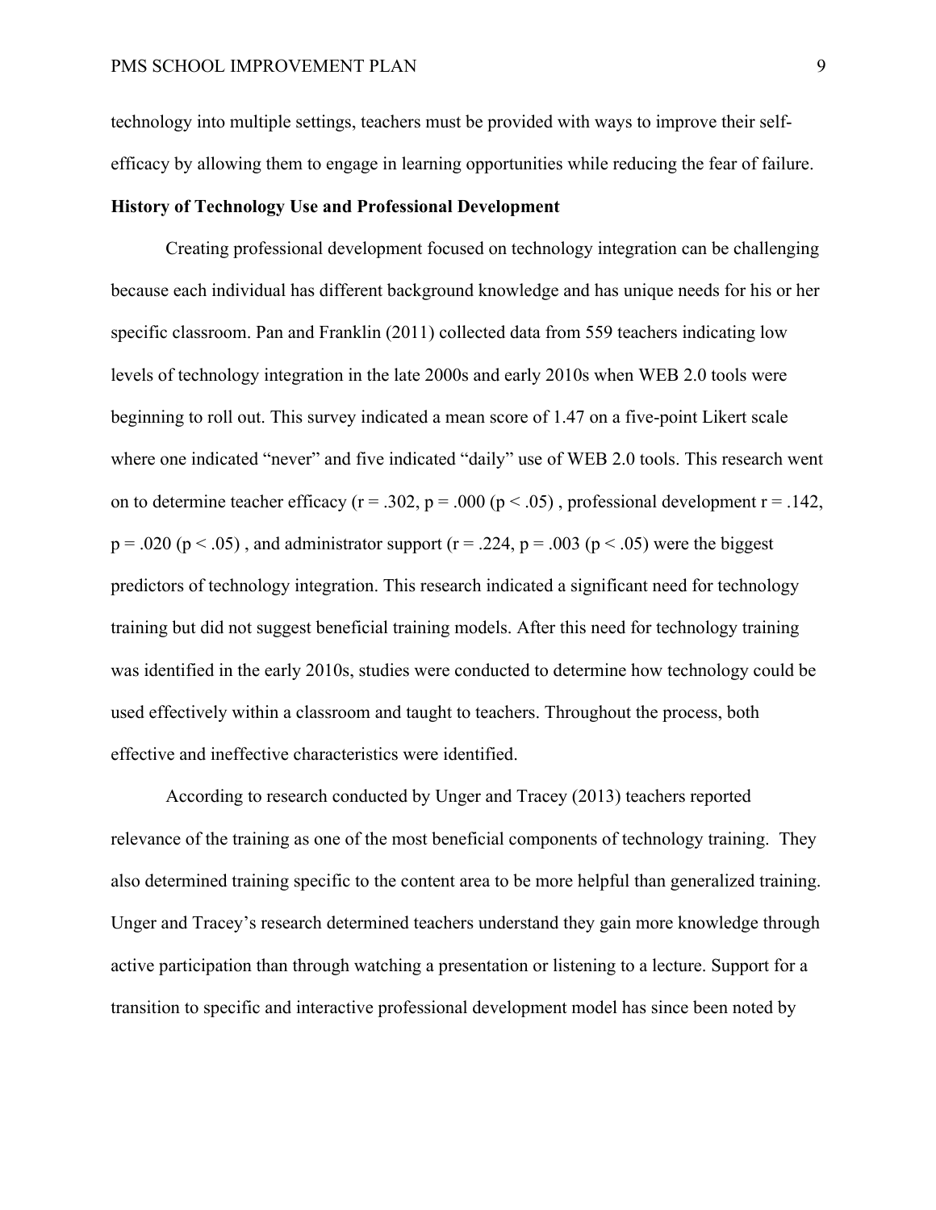technology into multiple settings, teachers must be provided with ways to improve their self-efficacy by allowing them to engage in learning opportunities while reducing the fear of failure.

**History of Technology Use and Professional Development**

Creating professional development focused on technology integration can be challenging because each individual has different background knowledge and has unique needs for his or her specific classroom. Pan and Franklin (2011) collected data from 559 teachers indicating low levels of technology integration in the late 2000s and early 2010s when WEB 2.0 tools were beginning to roll out. This survey indicated a mean score of 1.47 on a five-point Likert scale where one indicated "never" and five indicated "daily" use of WEB 2.0 tools. This research went on to determine teacher efficacy ($r = .302$, $p = .000$ ($p < .05$)) , professional development $r = .142$, $p = .020$ ($p < .05$)) , and administrator support ($r = .224$, $p = .003$ ($p < .05$)) were the biggest predictors of technology integration. This research indicated a significant need for technology training but did not suggest beneficial training models. After this need for technology training was identified in the early 2010s, studies were conducted to determine how technology could be used effectively within a classroom and taught to teachers. Throughout the process, both effective and ineffective characteristics were identified.

According to research conducted by Unger and Tracey (2013) teachers reported relevance of the training as one of the most beneficial components of technology training. They also determined training specific to the content area to be more helpful than generalized training. Unger and Tracey's research determined teachers understand they gain more knowledge through active participation than through watching a presentation or listening to a lecture. Support for a transition to specific and interactive professional development model has since been noted by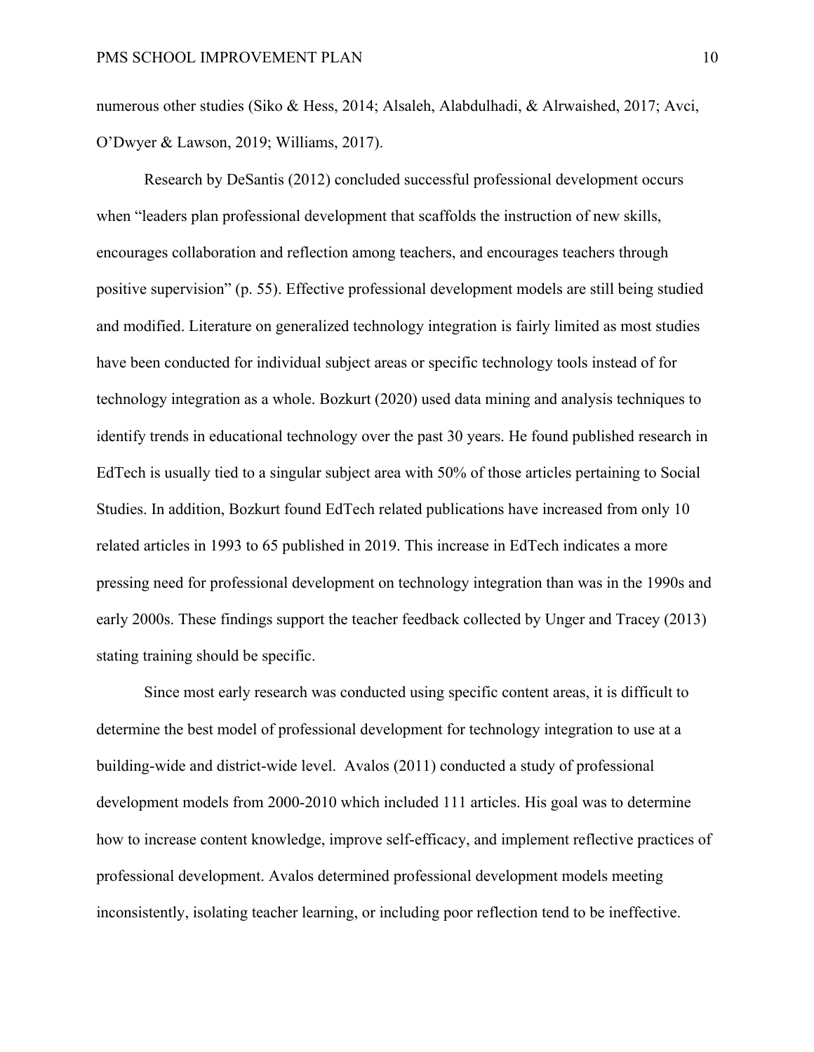numerous other studies (Siko & Hess, 2014; Alsaleh, Alabdulhadi, & Alrwaished, 2017; Avci, O'Dwyer & Lawson, 2019; Williams, 2017).

Research by DeSantis (2012) concluded successful professional development occurs when "leaders plan professional development that scaffolds the instruction of new skills, encourages collaboration and reflection among teachers, and encourages teachers through positive supervision" (p. 55). Effective professional development models are still being studied and modified. Literature on generalized technology integration is fairly limited as most studies have been conducted for individual subject areas or specific technology tools instead of for technology integration as a whole. Bozkurt (2020) used data mining and analysis techniques to identify trends in educational technology over the past 30 years. He found published research in EdTech is usually tied to a singular subject area with 50% of those articles pertaining to Social Studies. In addition, Bozkurt found EdTech related publications have increased from only 10 related articles in 1993 to 65 published in 2019. This increase in EdTech indicates a more pressing need for professional development on technology integration than was in the 1990s and early 2000s. These findings support the teacher feedback collected by Unger and Tracey (2013) stating training should be specific.

Since most early research was conducted using specific content areas, it is difficult to determine the best model of professional development for technology integration to use at a building-wide and district-wide level. Avalos (2011) conducted a study of professional development models from 2000-2010 which included 111 articles. His goal was to determine how to increase content knowledge, improve self-efficacy, and implement reflective practices of professional development. Avalos determined professional development models meeting inconsistently, isolating teacher learning, or including poor reflection tend to be ineffective.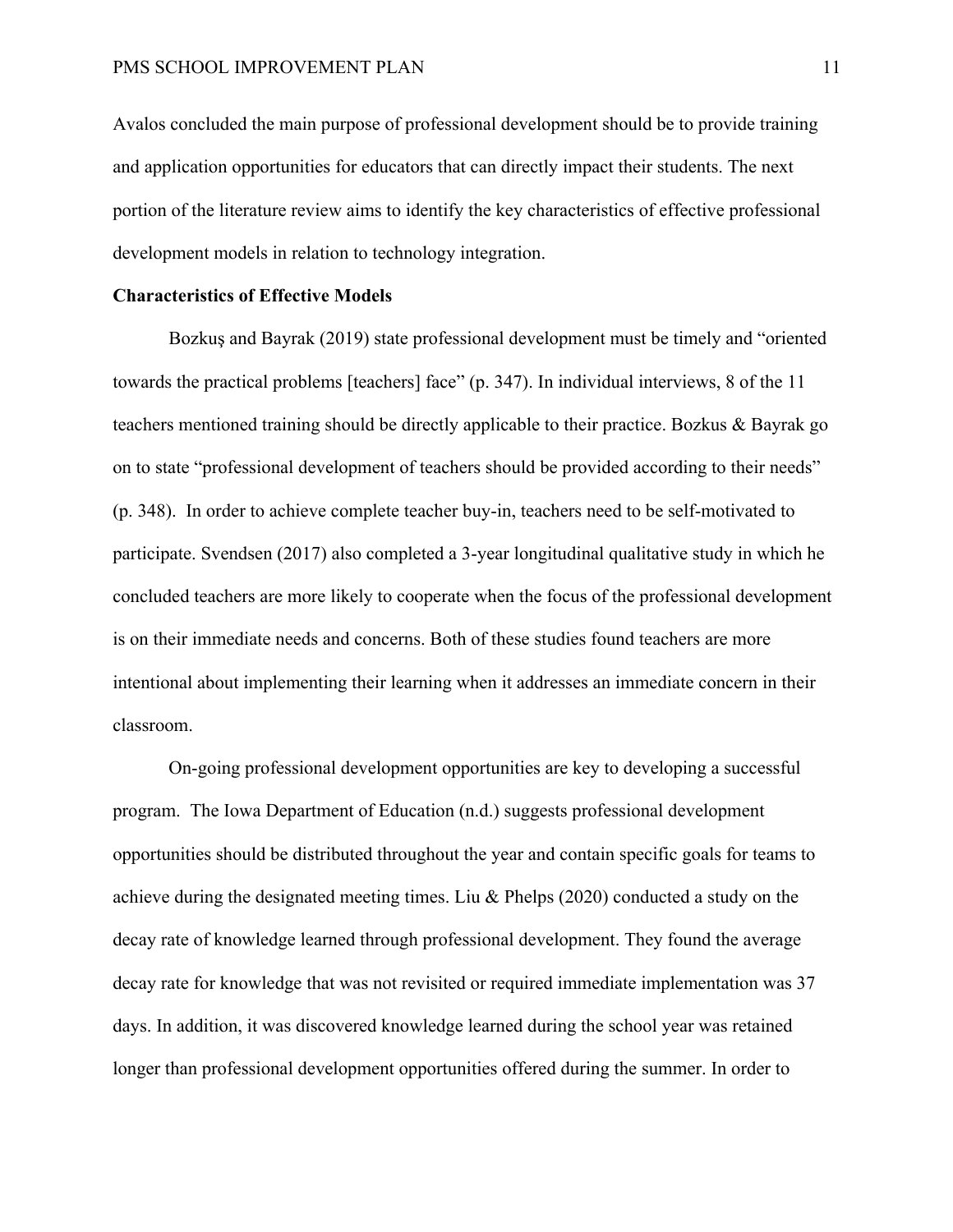Avalos concluded the main purpose of professional development should be to provide training and application opportunities for educators that can directly impact their students. The next portion of the literature review aims to identify the key characteristics of effective professional development models in relation to technology integration.

**Characteristics of Effective Models**

Bozkuş and Bayrak (2019) state professional development must be timely and "oriented towards the practical problems [teachers] face" (p. 347). In individual interviews, 8 of the 11 teachers mentioned training should be directly applicable to their practice. Bozkus & Bayrak go on to state "professional development of teachers should be provided according to their needs" (p. 348). In order to achieve complete teacher buy-in, teachers need to be self-motivated to participate. Svendsen (2017) also completed a 3-year longitudinal qualitative study in which he concluded teachers are more likely to cooperate when the focus of the professional development is on their immediate needs and concerns. Both of these studies found teachers are more intentional about implementing their learning when it addresses an immediate concern in their classroom.

On-going professional development opportunities are key to developing a successful program. The Iowa Department of Education (n.d.) suggests professional development opportunities should be distributed throughout the year and contain specific goals for teams to achieve during the designated meeting times. Liu & Phelps (2020) conducted a study on the decay rate of knowledge learned through professional development. They found the average decay rate for knowledge that was not revisited or required immediate implementation was 37 days. In addition, it was discovered knowledge learned during the school year was retained longer than professional development opportunities offered during the summer. In order to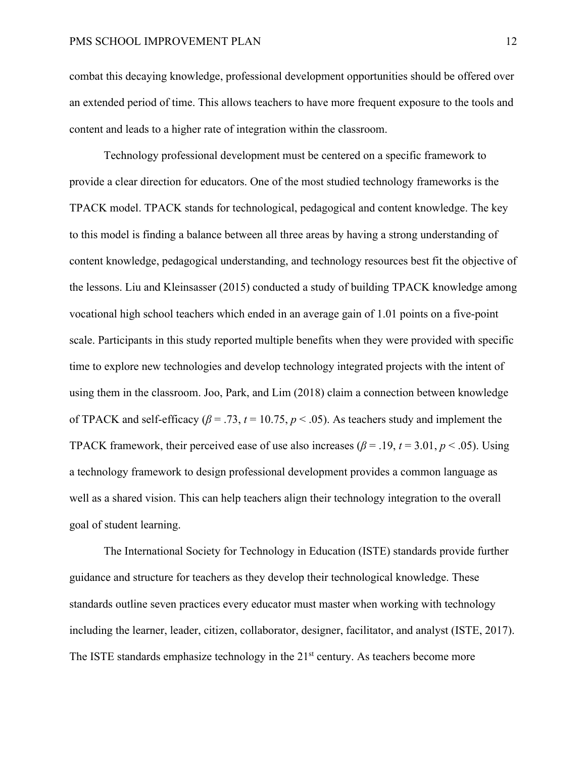combat this decaying knowledge, professional development opportunities should be offered over an extended period of time. This allows teachers to have more frequent exposure to the tools and content and leads to a higher rate of integration within the classroom.

Technology professional development must be centered on a specific framework to provide a clear direction for educators. One of the most studied technology frameworks is the TPACK model. TPACK stands for technological, pedagogical and content knowledge. The key to this model is finding a balance between all three areas by having a strong understanding of content knowledge, pedagogical understanding, and technology resources best fit the objective of the lessons. Liu and Kleinsasser (2015) conducted a study of building TPACK knowledge among vocational high school teachers which ended in an average gain of 1.01 points on a five-point scale. Participants in this study reported multiple benefits when they were provided with specific time to explore new technologies and develop technology integrated projects with the intent of using them in the classroom. Joo, Park, and Lim (2018) claim a connection between knowledge of TPACK and self-efficacy ($\beta = .73$, $t = 10.75$, $p < .05$). As teachers study and implement the TPACK framework, their perceived ease of use also increases ($\beta = .19$, $t = 3.01$, $p < .05$). Using a technology framework to design professional development provides a common language as well as a shared vision. This can help teachers align their technology integration to the overall goal of student learning.

The International Society for Technology in Education (ISTE) standards provide further guidance and structure for teachers as they develop their technological knowledge. These standards outline seven practices every educator must master when working with technology including the learner, leader, citizen, collaborator, designer, facilitator, and analyst (ISTE, 2017). The ISTE standards emphasize technology in the 21st century. As teachers become more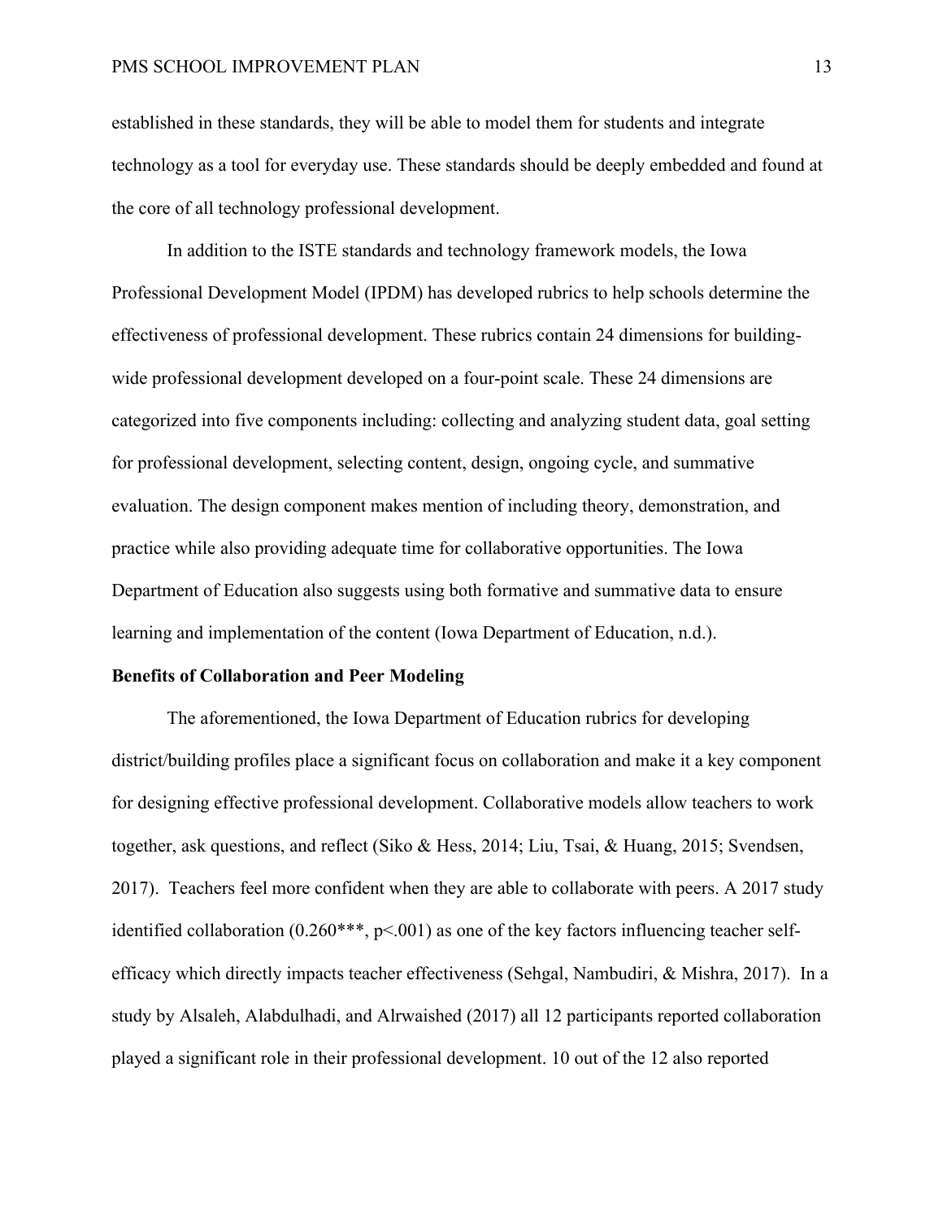established in these standards, they will be able to model them for students and integrate technology as a tool for everyday use. These standards should be deeply embedded and found at the core of all technology professional development.

In addition to the ISTE standards and technology framework models, the Iowa Professional Development Model (IPDM) has developed rubrics to help schools determine the effectiveness of professional development. These rubrics contain 24 dimensions for building-wide professional development developed on a four-point scale. These 24 dimensions are categorized into five components including: collecting and analyzing student data, goal setting for professional development, selecting content, design, ongoing cycle, and summative evaluation. The design component makes mention of including theory, demonstration, and practice while also providing adequate time for collaborative opportunities. The Iowa Department of Education also suggests using both formative and summative data to ensure learning and implementation of the content (Iowa Department of Education, n.d.).

**Benefits of Collaboration and Peer Modeling**

The aforementioned, the Iowa Department of Education rubrics for developing district/building profiles place a significant focus on collaboration and make it a key component for designing effective professional development. Collaborative models allow teachers to work together, ask questions, and reflect (Siko & Hess, 2014; Liu, Tsai, & Huang, 2015; Svendsen, 2017). Teachers feel more confident when they are able to collaborate with peers. A 2017 study identified collaboration (0.260***, $p<.001$) as one of the key factors influencing teacher self-efficacy which directly impacts teacher effectiveness (Sehgal, Nambudiri, & Mishra, 2017). In a study by Alsaleh, Alabdulhadi, and Alrwaished (2017) all 12 participants reported collaboration played a significant role in their professional development. 10 out of the 12 also reported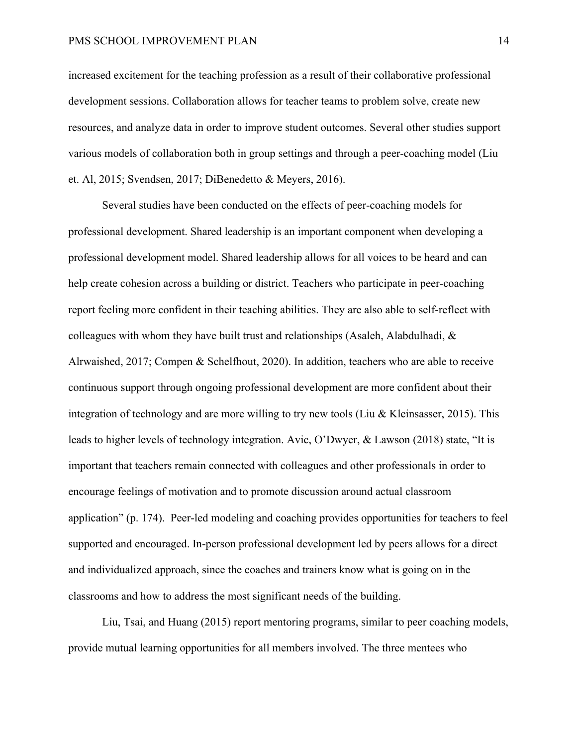increased excitement for the teaching profession as a result of their collaborative professional development sessions. Collaboration allows for teacher teams to problem solve, create new resources, and analyze data in order to improve student outcomes. Several other studies support various models of collaboration both in group settings and through a peer-coaching model (Liu et. Al, 2015; Svendsen, 2017; DiBenedetto & Meyers, 2016).

Several studies have been conducted on the effects of peer-coaching models for professional development. Shared leadership is an important component when developing a professional development model. Shared leadership allows for all voices to be heard and can help create cohesion across a building or district. Teachers who participate in peer-coaching report feeling more confident in their teaching abilities. They are also able to self-reflect with colleagues with whom they have built trust and relationships (Asaleh, Alabdulhadi, & Alrwaished, 2017; Compen & Schelfhout, 2020). In addition, teachers who are able to receive continuous support through ongoing professional development are more confident about their integration of technology and are more willing to try new tools (Liu & Kleinsasser, 2015). This leads to higher levels of technology integration. Avic, O'Dwyer, & Lawson (2018) state, "It is important that teachers remain connected with colleagues and other professionals in order to encourage feelings of motivation and to promote discussion around actual classroom application" (p. 174). Peer-led modeling and coaching provides opportunities for teachers to feel supported and encouraged. In-person professional development led by peers allows for a direct and individualized approach, since the coaches and trainers know what is going on in the classrooms and how to address the most significant needs of the building.

Liu, Tsai, and Huang (2015) report mentoring programs, similar to peer coaching models, provide mutual learning opportunities for all members involved. The three mentees who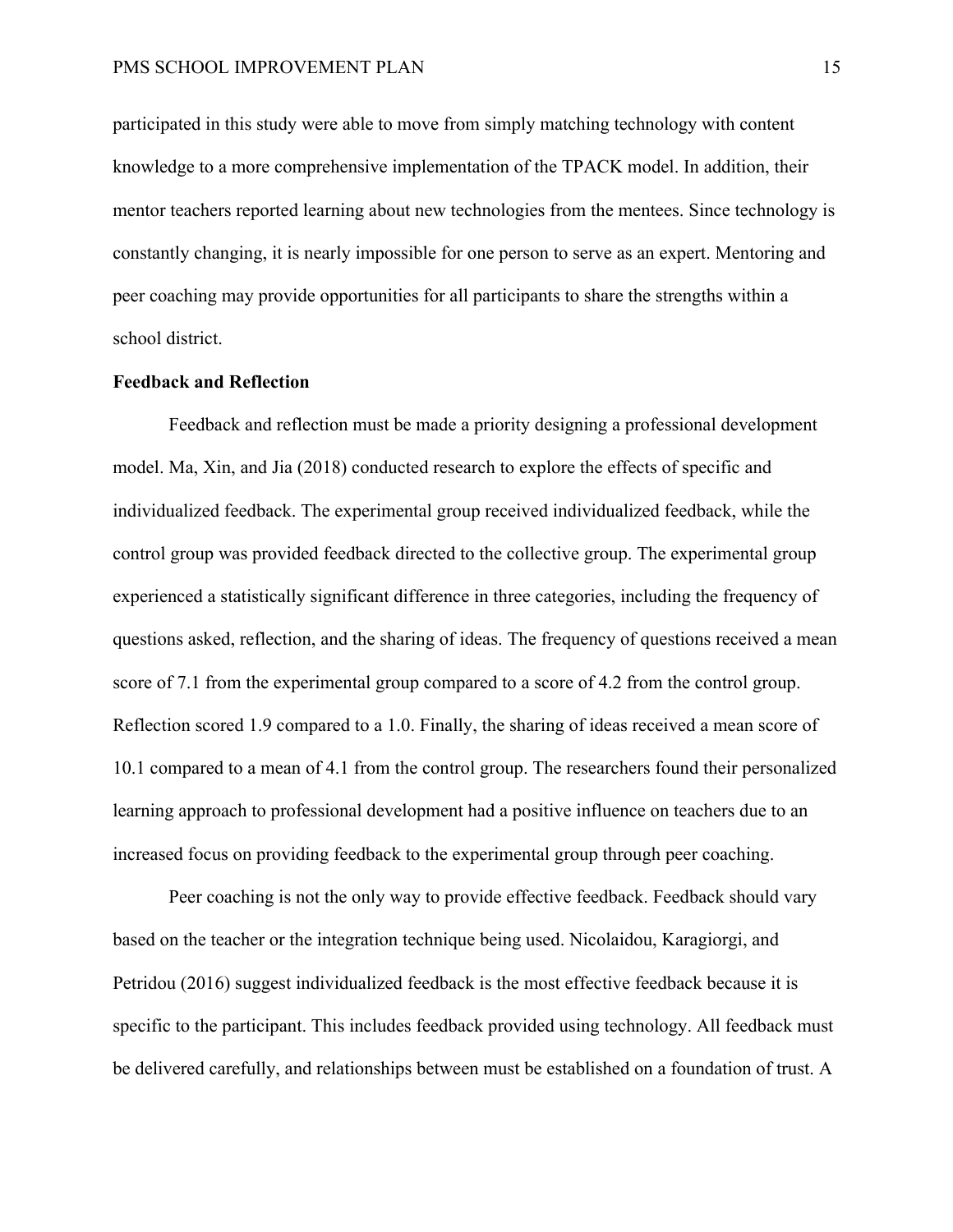participated in this study were able to move from simply matching technology with content knowledge to a more comprehensive implementation of the TPACK model. In addition, their mentor teachers reported learning about new technologies from the mentees. Since technology is constantly changing, it is nearly impossible for one person to serve as an expert. Mentoring and peer coaching may provide opportunities for all participants to share the strengths within a school district.

**Feedback and Reflection**

Feedback and reflection must be made a priority designing a professional development model. Ma, Xin, and Jia (2018) conducted research to explore the effects of specific and individualized feedback. The experimental group received individualized feedback, while the control group was provided feedback directed to the collective group. The experimental group experienced a statistically significant difference in three categories, including the frequency of questions asked, reflection, and the sharing of ideas. The frequency of questions received a mean score of 7.1 from the experimental group compared to a score of 4.2 from the control group. Reflection scored 1.9 compared to a 1.0. Finally, the sharing of ideas received a mean score of 10.1 compared to a mean of 4.1 from the control group. The researchers found their personalized learning approach to professional development had a positive influence on teachers due to an increased focus on providing feedback to the experimental group through peer coaching.

Peer coaching is not the only way to provide effective feedback. Feedback should vary based on the teacher or the integration technique being used. Nicolaidou, Karagiorgi, and Petridou (2016) suggest individualized feedback is the most effective feedback because it is specific to the participant. This includes feedback provided using technology. All feedback must be delivered carefully, and relationships between must be established on a foundation of trust. A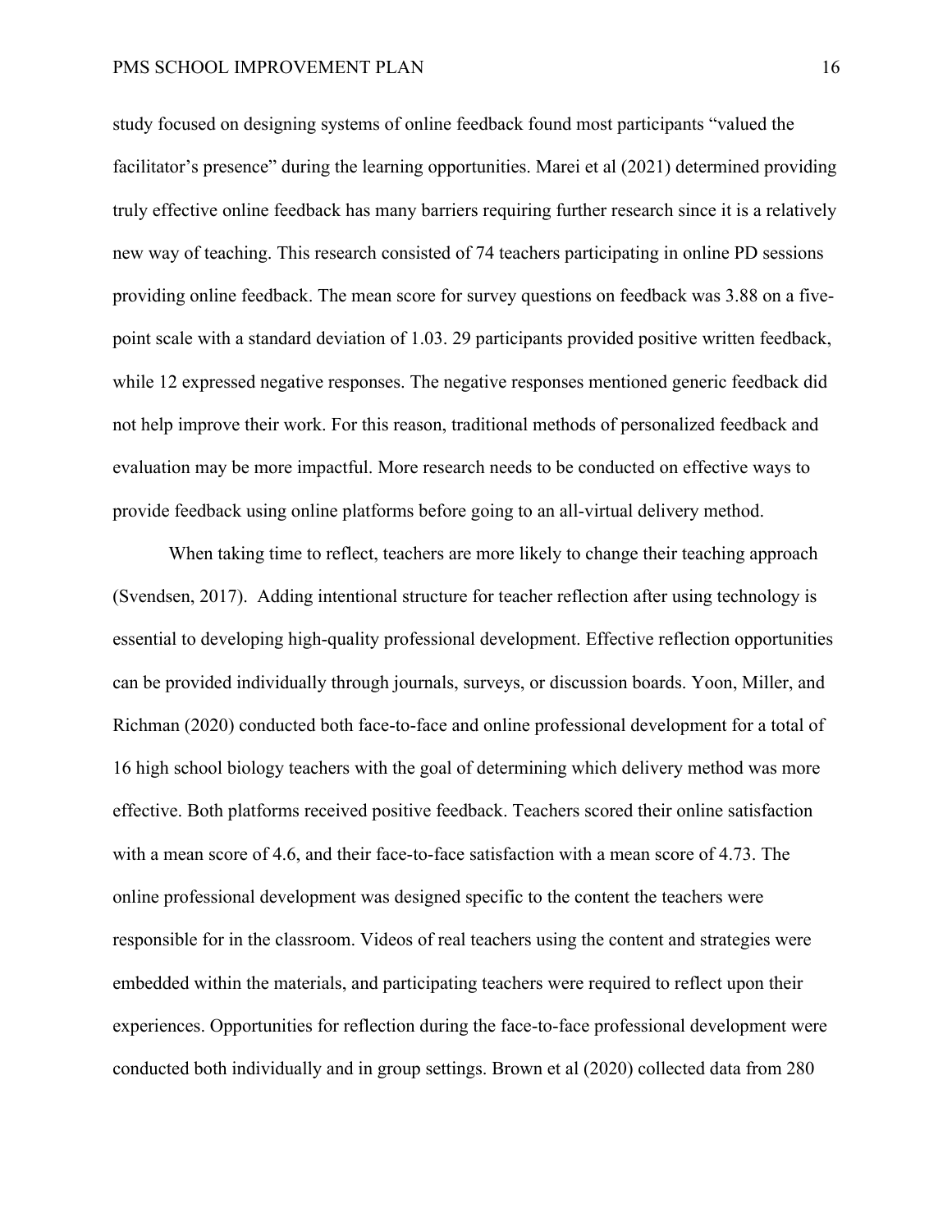study focused on designing systems of online feedback found most participants "valued the facilitator's presence" during the learning opportunities. Marei et al (2021) determined providing truly effective online feedback has many barriers requiring further research since it is a relatively new way of teaching. This research consisted of 74 teachers participating in online PD sessions providing online feedback. The mean score for survey questions on feedback was 3.88 on a five-point scale with a standard deviation of 1.03. 29 participants provided positive written feedback, while 12 expressed negative responses. The negative responses mentioned generic feedback did not help improve their work. For this reason, traditional methods of personalized feedback and evaluation may be more impactful. More research needs to be conducted on effective ways to provide feedback using online platforms before going to an all-virtual delivery method.

When taking time to reflect, teachers are more likely to change their teaching approach (Svendsen, 2017). Adding intentional structure for teacher reflection after using technology is essential to developing high-quality professional development. Effective reflection opportunities can be provided individually through journals, surveys, or discussion boards. Yoon, Miller, and Richman (2020) conducted both face-to-face and online professional development for a total of 16 high school biology teachers with the goal of determining which delivery method was more effective. Both platforms received positive feedback. Teachers scored their online satisfaction with a mean score of 4.6, and their face-to-face satisfaction with a mean score of 4.73. The online professional development was designed specific to the content the teachers were responsible for in the classroom. Videos of real teachers using the content and strategies were embedded within the materials, and participating teachers were required to reflect upon their experiences. Opportunities for reflection during the face-to-face professional development were conducted both individually and in group settings. Brown et al (2020) collected data from 280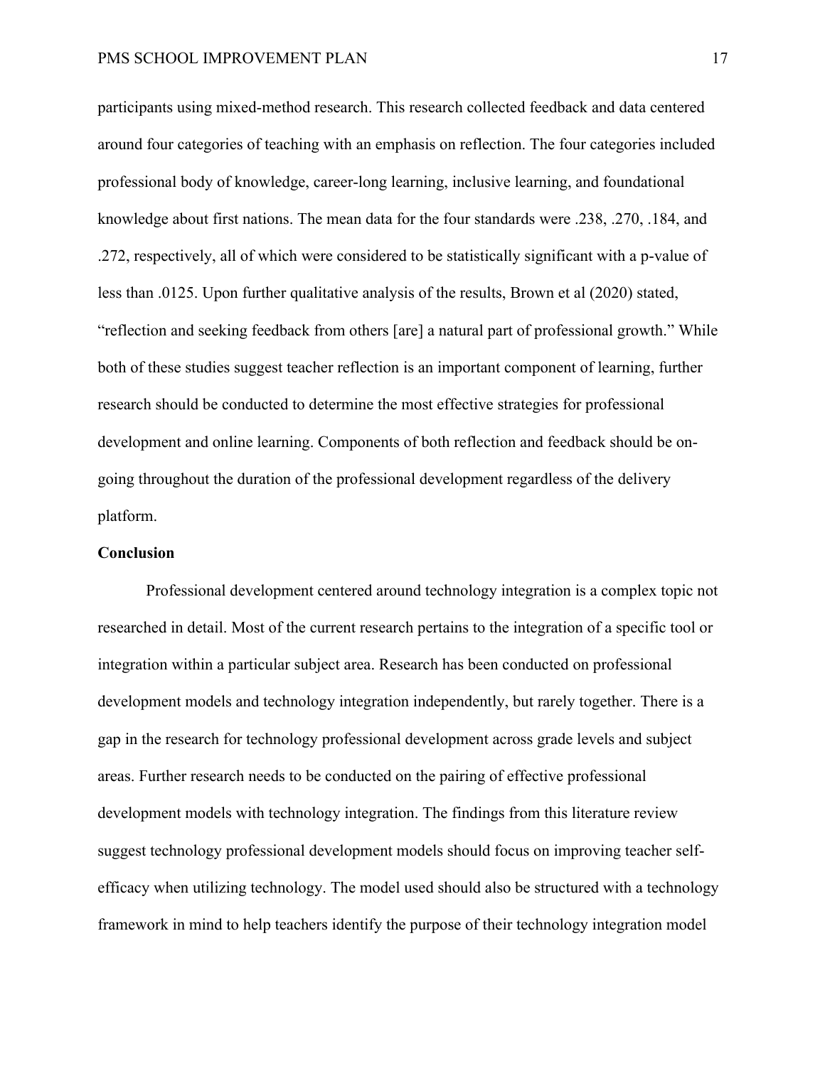participants using mixed-method research. This research collected feedback and data centered around four categories of teaching with an emphasis on reflection. The four categories included professional body of knowledge, career-long learning, inclusive learning, and foundational knowledge about first nations. The mean data for the four standards were .238, .270, .184, and .272, respectively, all of which were considered to be statistically significant with a p-value of less than .0125. Upon further qualitative analysis of the results, Brown et al (2020) stated, "reflection and seeking feedback from others [are] a natural part of professional growth." While both of these studies suggest teacher reflection is an important component of learning, further research should be conducted to determine the most effective strategies for professional development and online learning. Components of both reflection and feedback should be on-going throughout the duration of the professional development regardless of the delivery platform.

**Conclusion**

Professional development centered around technology integration is a complex topic not researched in detail. Most of the current research pertains to the integration of a specific tool or integration within a particular subject area. Research has been conducted on professional development models and technology integration independently, but rarely together. There is a gap in the research for technology professional development across grade levels and subject areas. Further research needs to be conducted on the pairing of effective professional development models with technology integration. The findings from this literature review suggest technology professional development models should focus on improving teacher self-efficacy when utilizing technology. The model used should also be structured with a technology framework in mind to help teachers identify the purpose of their technology integration model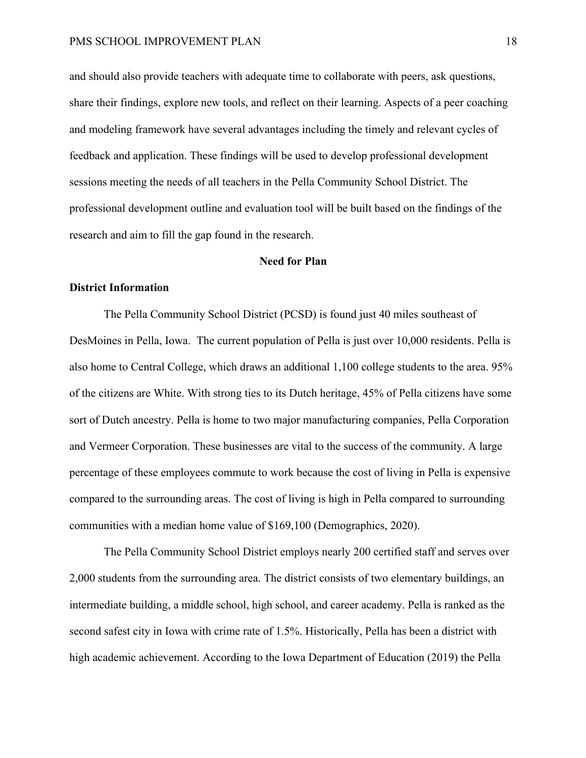and should also provide teachers with adequate time to collaborate with peers, ask questions, share their findings, explore new tools, and reflect on their learning. Aspects of a peer coaching and modeling framework have several advantages including the timely and relevant cycles of feedback and application. These findings will be used to develop professional development sessions meeting the needs of all teachers in the Pella Community School District. The professional development outline and evaluation tool will be built based on the findings of the research and aim to fill the gap found in the research.

## Need for Plan

### District Information

The Pella Community School District (PCSD) is found just 40 miles southeast of DesMoines in Pella, Iowa. The current population of Pella is just over 10,000 residents. Pella is also home to Central College, which draws an additional 1,100 college students to the area. 95% of the citizens are White. With strong ties to its Dutch heritage, 45% of Pella citizens have some sort of Dutch ancestry. Pella is home to two major manufacturing companies, Pella Corporation and Vermeer Corporation. These businesses are vital to the success of the community. A large percentage of these employees commute to work because the cost of living in Pella is expensive compared to the surrounding areas. The cost of living is high in Pella compared to surrounding communities with a median home value of $169,100 (Demographics, 2020).

The Pella Community School District employs nearly 200 certified staff and serves over 2,000 students from the surrounding area. The district consists of two elementary buildings, an intermediate building, a middle school, high school, and career academy. Pella is ranked as the second safest city in Iowa with crime rate of 1.5%. Historically, Pella has been a district with high academic achievement. According to the Iowa Department of Education (2019) the Pella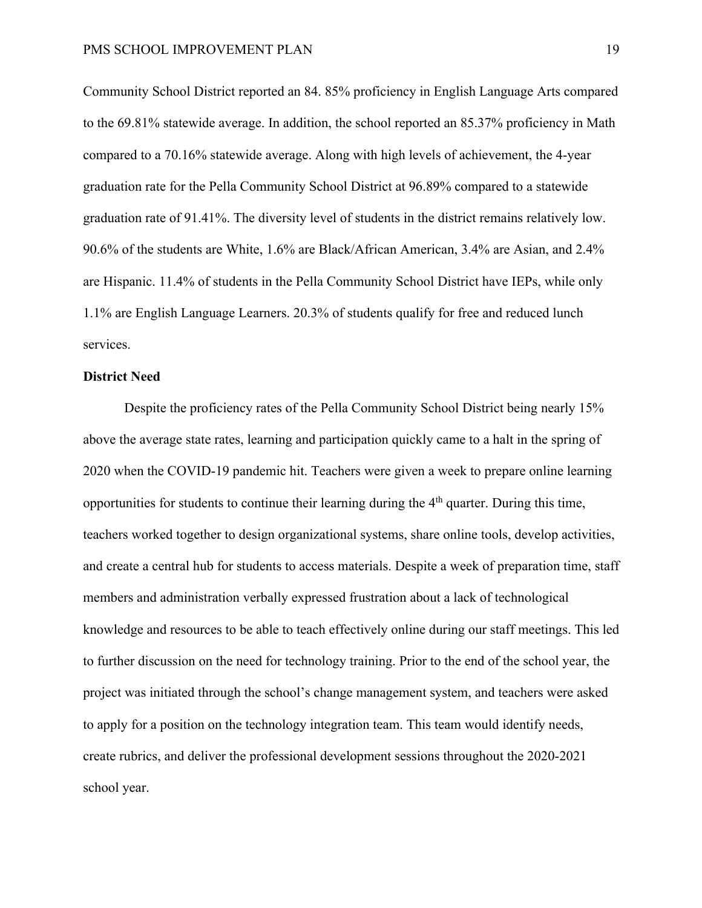Community School District reported an 84. 85% proficiency in English Language Arts compared to the 69.81% statewide average. In addition, the school reported an 85.37% proficiency in Math compared to a 70.16% statewide average. Along with high levels of achievement, the 4-year graduation rate for the Pella Community School District at 96.89% compared to a statewide graduation rate of 91.41%. The diversity level of students in the district remains relatively low. 90.6% of the students are White, 1.6% are Black/African American, 3.4% are Asian, and 2.4% are Hispanic. 11.4% of students in the Pella Community School District have IEPs, while only 1.1% are English Language Learners. 20.3% of students qualify for free and reduced lunch services.

**District Need**

Despite the proficiency rates of the Pella Community School District being nearly 15% above the average state rates, learning and participation quickly came to a halt in the spring of 2020 when the COVID-19 pandemic hit. Teachers were given a week to prepare online learning opportunities for students to continue their learning during the 4th quarter. During this time, teachers worked together to design organizational systems, share online tools, develop activities, and create a central hub for students to access materials. Despite a week of preparation time, staff members and administration verbally expressed frustration about a lack of technological knowledge and resources to be able to teach effectively online during our staff meetings. This led to further discussion on the need for technology training. Prior to the end of the school year, the project was initiated through the school's change management system, and teachers were asked to apply for a position on the technology integration team. This team would identify needs, create rubrics, and deliver the professional development sessions throughout the 2020-2021 school year.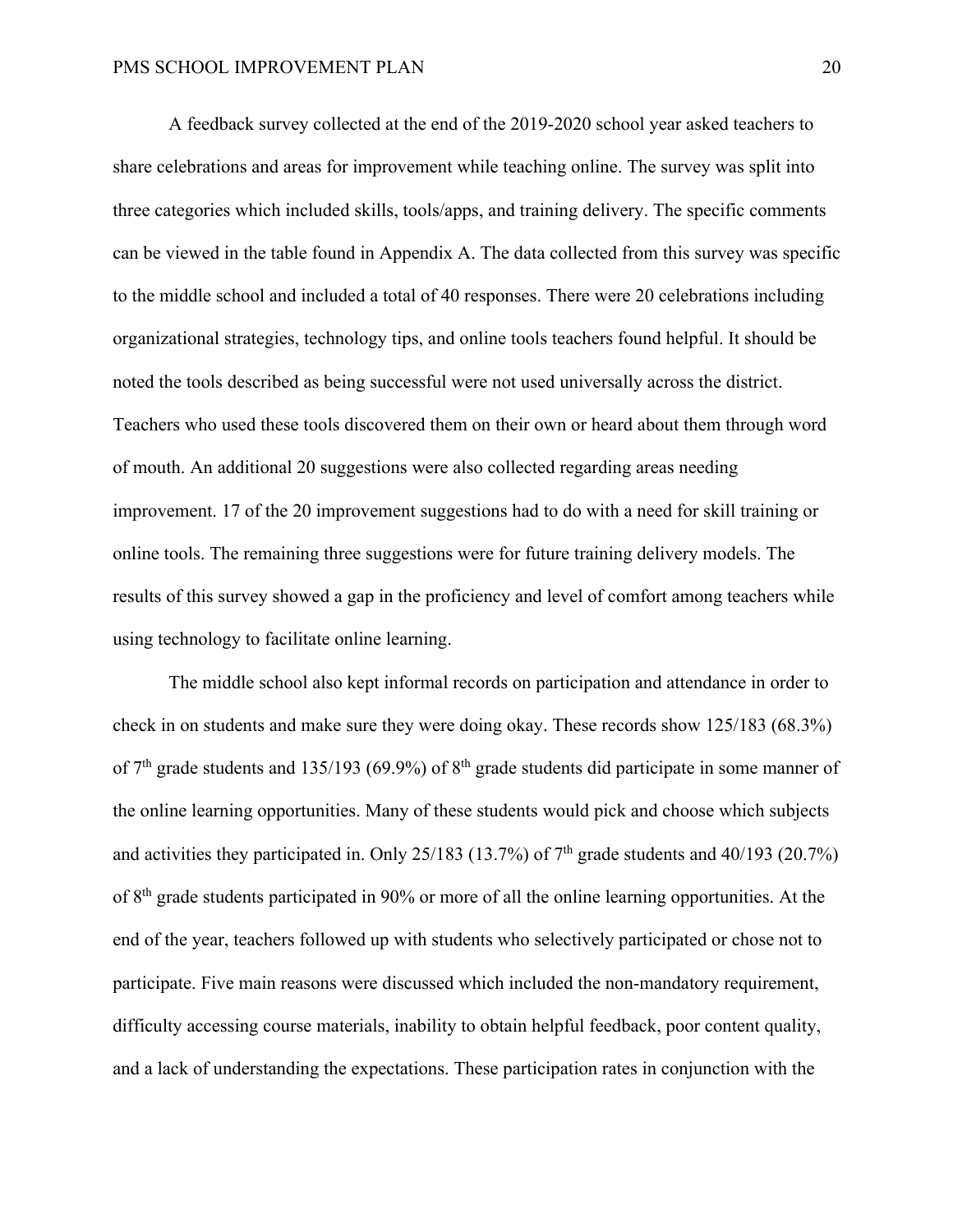A feedback survey collected at the end of the 2019-2020 school year asked teachers to share celebrations and areas for improvement while teaching online. The survey was split into three categories which included skills, tools/apps, and training delivery. The specific comments can be viewed in the table found in Appendix A. The data collected from this survey was specific to the middle school and included a total of 40 responses. There were 20 celebrations including organizational strategies, technology tips, and online tools teachers found helpful. It should be noted the tools described as being successful were not used universally across the district. Teachers who used these tools discovered them on their own or heard about them through word of mouth. An additional 20 suggestions were also collected regarding areas needing improvement. 17 of the 20 improvement suggestions had to do with a need for skill training or online tools. The remaining three suggestions were for future training delivery models. The results of this survey showed a gap in the proficiency and level of comfort among teachers while using technology to facilitate online learning.

The middle school also kept informal records on participation and attendance in order to check in on students and make sure they were doing okay. These records show 125/183 (68.3%) of 7th grade students and 135/193 (69.9%) of 8th grade students did participate in some manner of the online learning opportunities. Many of these students would pick and choose which subjects and activities they participated in. Only 25/183 (13.7%) of 7th grade students and 40/193 (20.7%) of 8th grade students participated in 90% or more of all the online learning opportunities. At the end of the year, teachers followed up with students who selectively participated or chose not to participate. Five main reasons were discussed which included the non-mandatory requirement, difficulty accessing course materials, inability to obtain helpful feedback, poor content quality, and a lack of understanding the expectations. These participation rates in conjunction with the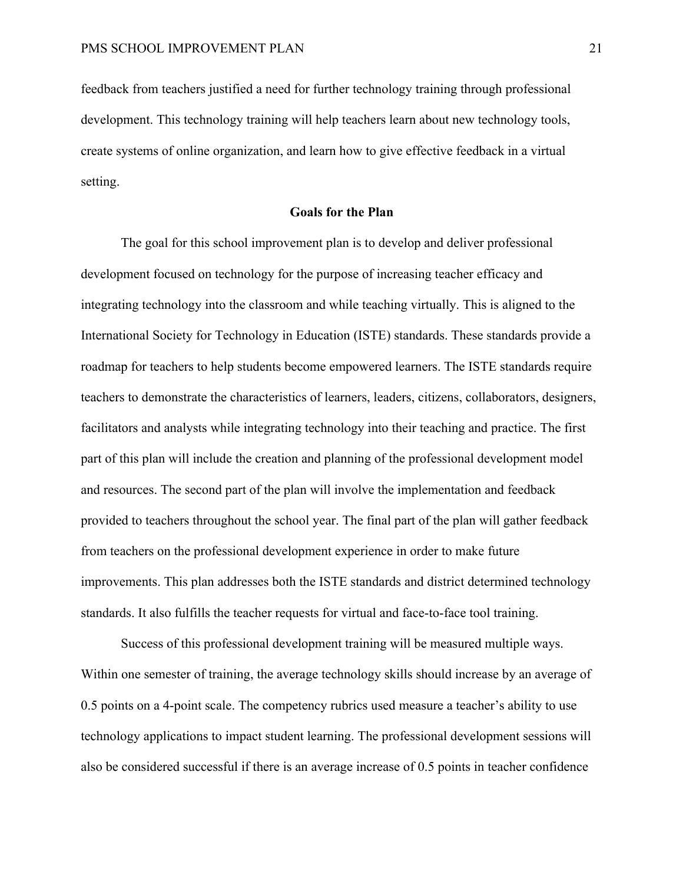feedback from teachers justified a need for further technology training through professional development. This technology training will help teachers learn about new technology tools, create systems of online organization, and learn how to give effective feedback in a virtual setting.

## Goals for the Plan

The goal for this school improvement plan is to develop and deliver professional development focused on technology for the purpose of increasing teacher efficacy and integrating technology into the classroom and while teaching virtually. This is aligned to the International Society for Technology in Education (ISTE) standards. These standards provide a roadmap for teachers to help students become empowered learners. The ISTE standards require teachers to demonstrate the characteristics of learners, leaders, citizens, collaborators, designers, facilitators and analysts while integrating technology into their teaching and practice. The first part of this plan will include the creation and planning of the professional development model and resources. The second part of the plan will involve the implementation and feedback provided to teachers throughout the school year. The final part of the plan will gather feedback from teachers on the professional development experience in order to make future improvements. This plan addresses both the ISTE standards and district determined technology standards. It also fulfills the teacher requests for virtual and face-to-face tool training.

Success of this professional development training will be measured multiple ways. Within one semester of training, the average technology skills should increase by an average of 0.5 points on a 4-point scale. The competency rubrics used measure a teacher's ability to use technology applications to impact student learning. The professional development sessions will also be considered successful if there is an average increase of 0.5 points in teacher confidence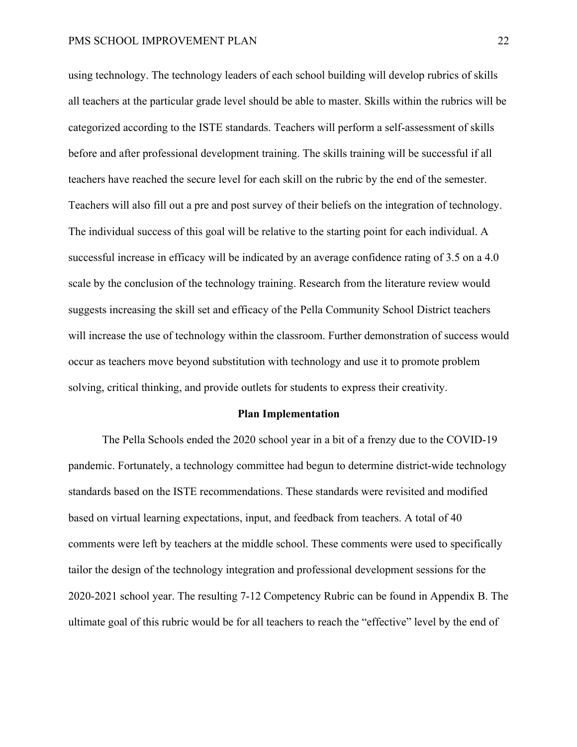using technology. The technology leaders of each school building will develop rubrics of skills all teachers at the particular grade level should be able to master. Skills within the rubrics will be categorized according to the ISTE standards. Teachers will perform a self-assessment of skills before and after professional development training. The skills training will be successful if all teachers have reached the secure level for each skill on the rubric by the end of the semester. Teachers will also fill out a pre and post survey of their beliefs on the integration of technology. The individual success of this goal will be relative to the starting point for each individual. A successful increase in efficacy will be indicated by an average confidence rating of 3.5 on a 4.0 scale by the conclusion of the technology training. Research from the literature review would suggests increasing the skill set and efficacy of the Pella Community School District teachers will increase the use of technology within the classroom. Further demonstration of success would occur as teachers move beyond substitution with technology and use it to promote problem solving, critical thinking, and provide outlets for students to express their creativity.

## Plan Implementation

The Pella Schools ended the 2020 school year in a bit of a frenzy due to the COVID-19 pandemic. Fortunately, a technology committee had begun to determine district-wide technology standards based on the ISTE recommendations. These standards were revisited and modified based on virtual learning expectations, input, and feedback from teachers. A total of 40 comments were left by teachers at the middle school. These comments were used to specifically tailor the design of the technology integration and professional development sessions for the 2020-2021 school year. The resulting 7-12 Competency Rubric can be found in Appendix B. The ultimate goal of this rubric would be for all teachers to reach the "effective" level by the end of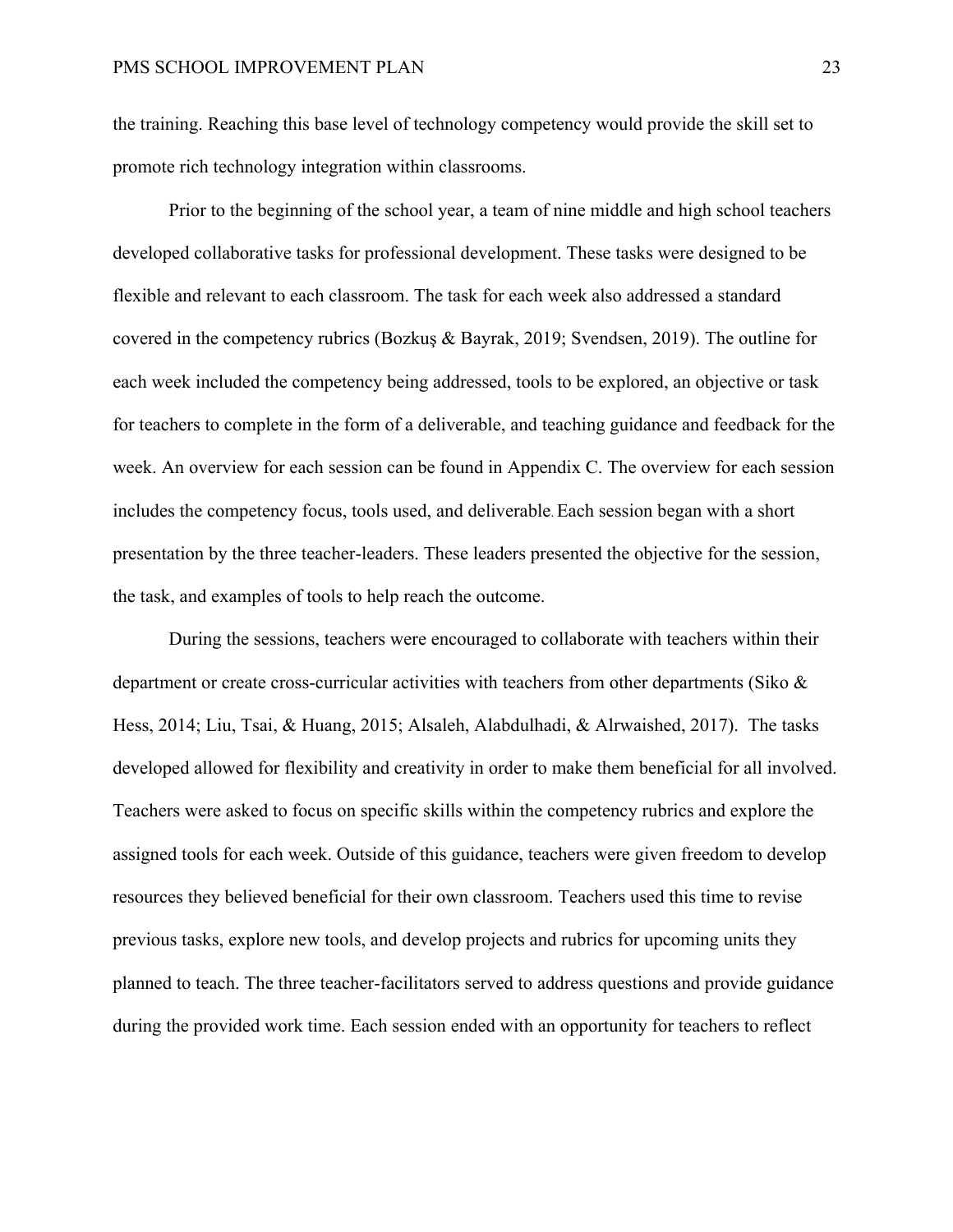the training. Reaching this base level of technology competency would provide the skill set to promote rich technology integration within classrooms.

Prior to the beginning of the school year, a team of nine middle and high school teachers developed collaborative tasks for professional development. These tasks were designed to be flexible and relevant to each classroom. The task for each week also addressed a standard covered in the competency rubrics (Bozkuş & Bayrak, 2019; Svendsen, 2019). The outline for each week included the competency being addressed, tools to be explored, an objective or task for teachers to complete in the form of a deliverable, and teaching guidance and feedback for the week. An overview for each session can be found in Appendix C. The overview for each session includes the competency focus, tools used, and deliverable. Each session began with a short presentation by the three teacher-leaders. These leaders presented the objective for the session, the task, and examples of tools to help reach the outcome.

During the sessions, teachers were encouraged to collaborate with teachers within their department or create cross-curricular activities with teachers from other departments (Siko & Hess, 2014; Liu, Tsai, & Huang, 2015; Alsaleh, Alabdulhadi, & Alrwaished, 2017). The tasks developed allowed for flexibility and creativity in order to make them beneficial for all involved. Teachers were asked to focus on specific skills within the competency rubrics and explore the assigned tools for each week. Outside of this guidance, teachers were given freedom to develop resources they believed beneficial for their own classroom. Teachers used this time to revise previous tasks, explore new tools, and develop projects and rubrics for upcoming units they planned to teach. The three teacher-facilitators served to address questions and provide guidance during the provided work time. Each session ended with an opportunity for teachers to reflect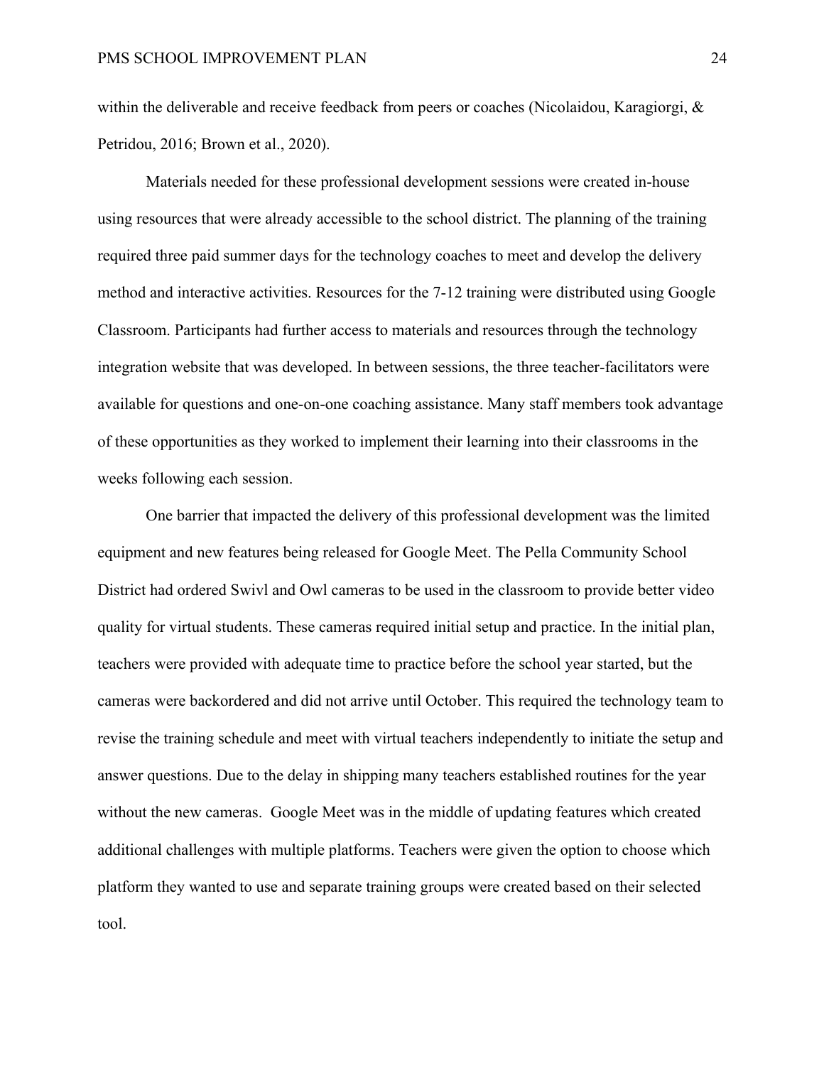within the deliverable and receive feedback from peers or coaches (Nicolaidou, Karagiorgi, & Petridou, 2016; Brown et al., 2020).

Materials needed for these professional development sessions were created in-house using resources that were already accessible to the school district. The planning of the training required three paid summer days for the technology coaches to meet and develop the delivery method and interactive activities. Resources for the 7-12 training were distributed using Google Classroom. Participants had further access to materials and resources through the technology integration website that was developed. In between sessions, the three teacher-facilitators were available for questions and one-on-one coaching assistance. Many staff members took advantage of these opportunities as they worked to implement their learning into their classrooms in the weeks following each session.

One barrier that impacted the delivery of this professional development was the limited equipment and new features being released for Google Meet. The Pella Community School District had ordered Swivl and Owl cameras to be used in the classroom to provide better video quality for virtual students. These cameras required initial setup and practice. In the initial plan, teachers were provided with adequate time to practice before the school year started, but the cameras were backordered and did not arrive until October. This required the technology team to revise the training schedule and meet with virtual teachers independently to initiate the setup and answer questions. Due to the delay in shipping many teachers established routines for the year without the new cameras. Google Meet was in the middle of updating features which created additional challenges with multiple platforms. Teachers were given the option to choose which platform they wanted to use and separate training groups were created based on their selected tool.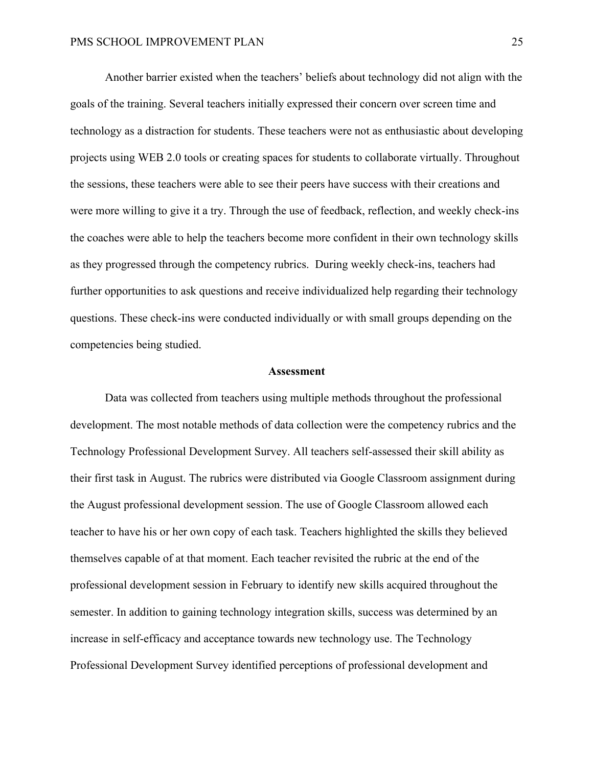Another barrier existed when the teachers' beliefs about technology did not align with the goals of the training. Several teachers initially expressed their concern over screen time and technology as a distraction for students. These teachers were not as enthusiastic about developing projects using WEB 2.0 tools or creating spaces for students to collaborate virtually. Throughout the sessions, these teachers were able to see their peers have success with their creations and were more willing to give it a try. Through the use of feedback, reflection, and weekly check-ins the coaches were able to help the teachers become more confident in their own technology skills as they progressed through the competency rubrics.  During weekly check-ins, teachers had further opportunities to ask questions and receive individualized help regarding their technology questions. These check-ins were conducted individually or with small groups depending on the competencies being studied.

## Assessment

Data was collected from teachers using multiple methods throughout the professional development. The most notable methods of data collection were the competency rubrics and the Technology Professional Development Survey. All teachers self-assessed their skill ability as their first task in August. The rubrics were distributed via Google Classroom assignment during the August professional development session. The use of Google Classroom allowed each teacher to have his or her own copy of each task. Teachers highlighted the skills they believed themselves capable of at that moment. Each teacher revisited the rubric at the end of the professional development session in February to identify new skills acquired throughout the semester. In addition to gaining technology integration skills, success was determined by an increase in self-efficacy and acceptance towards new technology use. The Technology Professional Development Survey identified perceptions of professional development and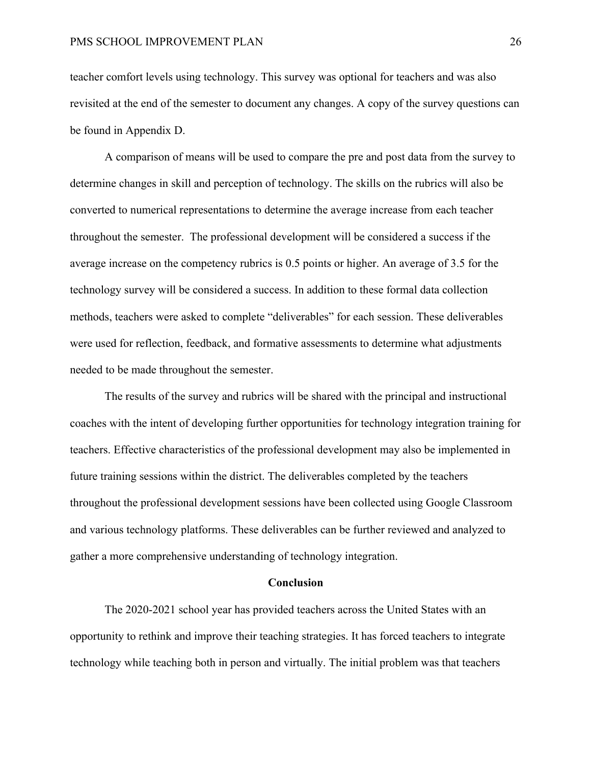teacher comfort levels using technology. This survey was optional for teachers and was also revisited at the end of the semester to document any changes. A copy of the survey questions can be found in Appendix D.

A comparison of means will be used to compare the pre and post data from the survey to determine changes in skill and perception of technology. The skills on the rubrics will also be converted to numerical representations to determine the average increase from each teacher throughout the semester. The professional development will be considered a success if the average increase on the competency rubrics is 0.5 points or higher. An average of 3.5 for the technology survey will be considered a success. In addition to these formal data collection methods, teachers were asked to complete "deliverables" for each session. These deliverables were used for reflection, feedback, and formative assessments to determine what adjustments needed to be made throughout the semester.

The results of the survey and rubrics will be shared with the principal and instructional coaches with the intent of developing further opportunities for technology integration training for teachers. Effective characteristics of the professional development may also be implemented in future training sessions within the district. The deliverables completed by the teachers throughout the professional development sessions have been collected using Google Classroom and various technology platforms. These deliverables can be further reviewed and analyzed to gather a more comprehensive understanding of technology integration.

## Conclusion

The 2020-2021 school year has provided teachers across the United States with an opportunity to rethink and improve their teaching strategies. It has forced teachers to integrate technology while teaching both in person and virtually. The initial problem was that teachers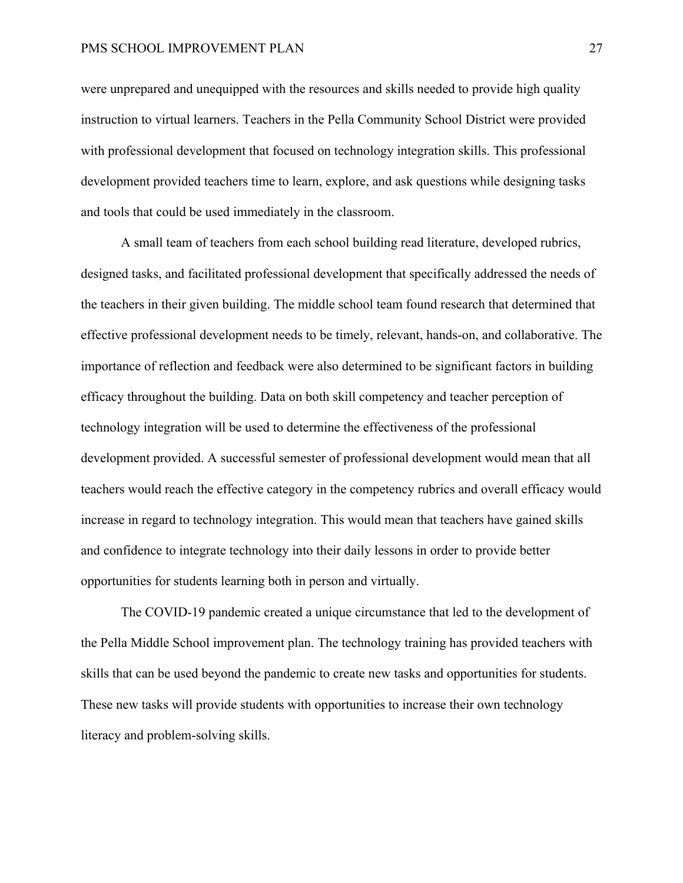were unprepared and unequipped with the resources and skills needed to provide high quality instruction to virtual learners. Teachers in the Pella Community School District were provided with professional development that focused on technology integration skills. This professional development provided teachers time to learn, explore, and ask questions while designing tasks and tools that could be used immediately in the classroom.

A small team of teachers from each school building read literature, developed rubrics, designed tasks, and facilitated professional development that specifically addressed the needs of the teachers in their given building. The middle school team found research that determined that effective professional development needs to be timely, relevant, hands-on, and collaborative. The importance of reflection and feedback were also determined to be significant factors in building efficacy throughout the building. Data on both skill competency and teacher perception of technology integration will be used to determine the effectiveness of the professional development provided. A successful semester of professional development would mean that all teachers would reach the effective category in the competency rubrics and overall efficacy would increase in regard to technology integration. This would mean that teachers have gained skills and confidence to integrate technology into their daily lessons in order to provide better opportunities for students learning both in person and virtually.

The COVID-19 pandemic created a unique circumstance that led to the development of the Pella Middle School improvement plan. The technology training has provided teachers with skills that can be used beyond the pandemic to create new tasks and opportunities for students. These new tasks will provide students with opportunities to increase their own technology literacy and problem-solving skills.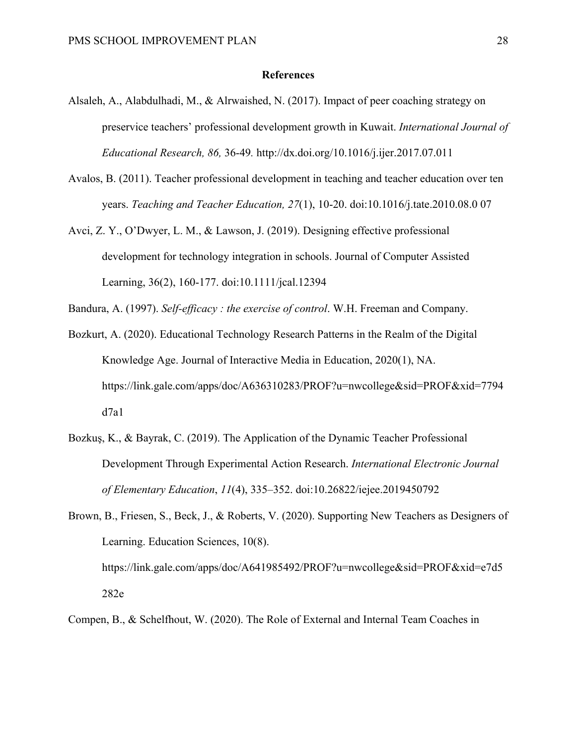**References**

Alsaleh, A., Alabdulhadi, M., & Alrwaished, N. (2017). Impact of peer coaching strategy on preservice teachers' professional development growth in Kuwait. *International Journal of Educational Research, 86,* 36-49. http://dx.doi.org/10.1016/j.ijer.2017.07.011

Avalos, B. (2011). Teacher professional development in teaching and teacher education over ten years. *Teaching and Teacher Education, 27*(1), 10-20. doi:10.1016/j.tate.2010.08.0 07

Avci, Z. Y., O'Dwyer, L. M., & Lawson, J. (2019). Designing effective professional development for technology integration in schools. Journal of Computer Assisted Learning, 36(2), 160-177. doi:10.1111/jcal.12394

Bandura, A. (1997). *Self-efficacy : the exercise of control*. W.H. Freeman and Company.

Bozkurt, A. (2020). Educational Technology Research Patterns in the Realm of the Digital Knowledge Age. Journal of Interactive Media in Education, 2020(1), NA. https://link.gale.com/apps/doc/A636310283/PROF?u=nwcollege&sid=PROF&xid=7794d7a1

Bozkuş, K., & Bayrak, C. (2019). The Application of the Dynamic Teacher Professional Development Through Experimental Action Research. *International Electronic Journal of Elementary Education*, *11*(4), 335–352. doi:10.26822/iejee.2019450792

Brown, B., Friesen, S., Beck, J., & Roberts, V. (2020). Supporting New Teachers as Designers of Learning. Education Sciences, 10(8). https://link.gale.com/apps/doc/A641985492/PROF?u=nwcollege&sid=PROF&xid=e7d5282e

Compen, B., & Schelfhout, W. (2020). The Role of External and Internal Team Coaches in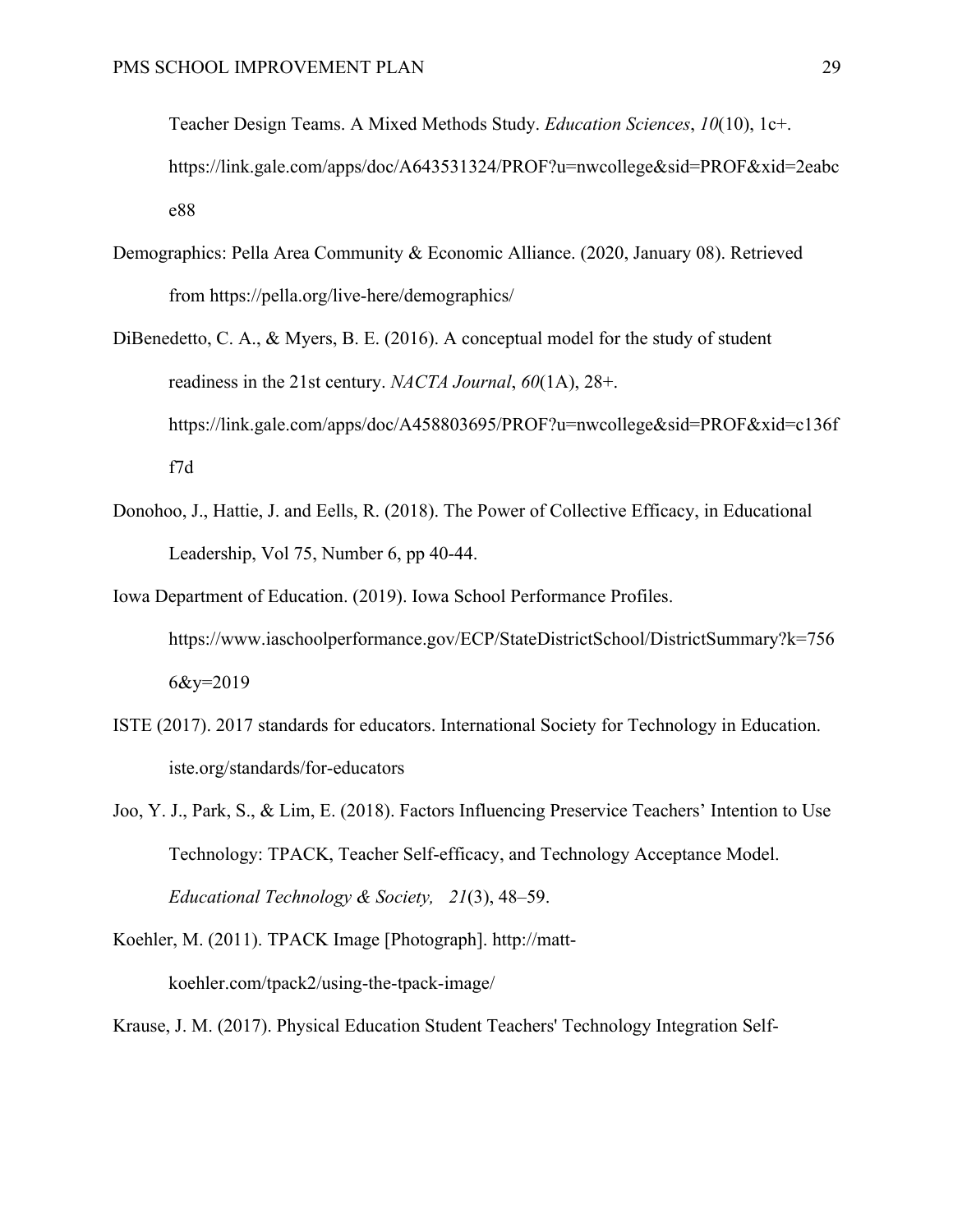Teacher Design Teams. A Mixed Methods Study. *Education Sciences*, *10*(10), 1c+. https://link.gale.com/apps/doc/A643531324/PROF?u=nwcollege&sid=PROF&xid=2eabce88

Demographics: Pella Area Community & Economic Alliance. (2020, January 08). Retrieved from https://pella.org/live-here/demographics/

DiBenedetto, C. A., & Myers, B. E. (2016). A conceptual model for the study of student readiness in the 21st century. *NACTA Journal*, *60*(1A), 28+. https://link.gale.com/apps/doc/A458803695/PROF?u=nwcollege&sid=PROF&xid=c136ff7d

Donohoo, J., Hattie, J. and Eells, R. (2018). The Power of Collective Efficacy, in Educational Leadership, Vol 75, Number 6, pp 40-44.

Iowa Department of Education. (2019). Iowa School Performance Profiles. https://www.iaschoolperformance.gov/ECP/StateDistrictSchool/DistrictSummary?k=7566&y=2019

ISTE (2017). 2017 standards for educators. International Society for Technology in Education. iste.org/standards/for-educators

Joo, Y. J., Park, S., & Lim, E. (2018). Factors Influencing Preservice Teachers' Intention to Use Technology: TPACK, Teacher Self-efficacy, and Technology Acceptance Model. *Educational Technology & Society,* *21*(3), 48–59.

Koehler, M. (2011). TPACK Image [Photograph]. http://matt-koehler.com/tpack2/using-the-tpack-image/

Krause, J. M. (2017). Physical Education Student Teachers' Technology Integration Self-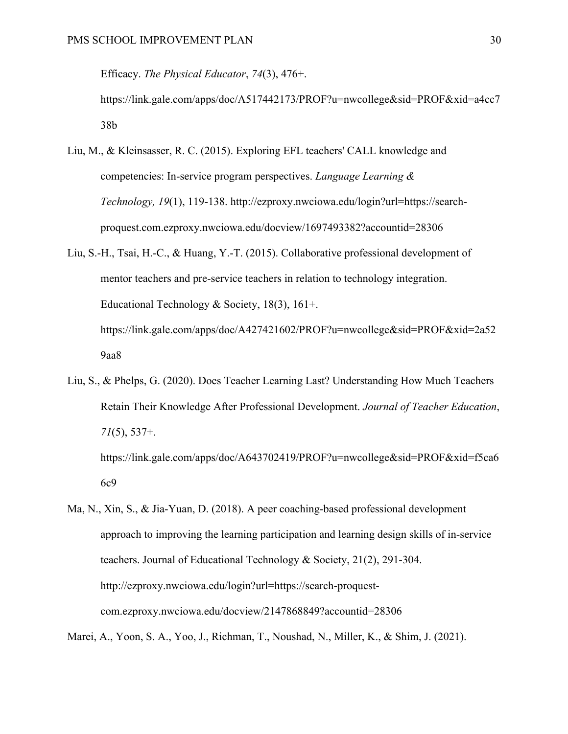Efficacy. *The Physical Educator*, *74*(3), 476+. https://link.gale.com/apps/doc/A517442173/PROF?u=nwcollege&sid=PROF&xid=a4cc738b

Liu, M., & Kleinsasser, R. C. (2015). Exploring EFL teachers' CALL knowledge and competencies: In-service program perspectives. *Language Learning & Technology, 19*(1), 119-138. http://ezproxy.nwciowa.edu/login?url=https://search-proquest.com.ezproxy.nwciowa.edu/docview/1697493382?accountid=28306

Liu, S.-H., Tsai, H.-C., & Huang, Y.-T. (2015). Collaborative professional development of mentor teachers and pre-service teachers in relation to technology integration. Educational Technology & Society, 18(3), 161+. https://link.gale.com/apps/doc/A427421602/PROF?u=nwcollege&sid=PROF&xid=2a529aa8

Liu, S., & Phelps, G. (2020). Does Teacher Learning Last? Understanding How Much Teachers Retain Their Knowledge After Professional Development. *Journal of Teacher Education*, *71*(5), 537+. https://link.gale.com/apps/doc/A643702419/PROF?u=nwcollege&sid=PROF&xid=f5ca66c9

Ma, N., Xin, S., & Jia-Yuan, D. (2018). A peer coaching-based professional development approach to improving the learning participation and learning design skills of in-service teachers. Journal of Educational Technology & Society, 21(2), 291-304. http://ezproxy.nwciowa.edu/login?url=https://search-proquest-com.ezproxy.nwciowa.edu/docview/2147868849?accountid=28306

Marei, A., Yoon, S. A., Yoo, J., Richman, T., Noushad, N., Miller, K., & Shim, J. (2021).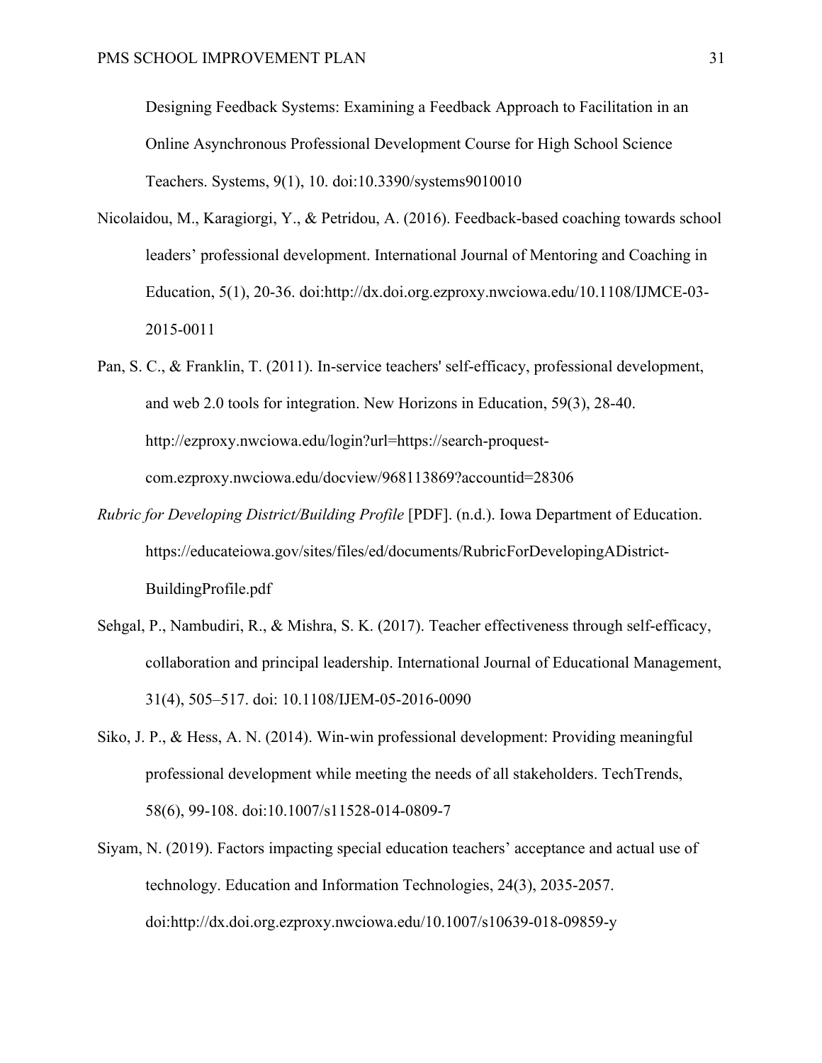Designing Feedback Systems: Examining a Feedback Approach to Facilitation in an Online Asynchronous Professional Development Course for High School Science Teachers. Systems, 9(1), 10. doi:10.3390/systems9010010

Nicolaidou, M., Karagiorgi, Y., & Petridou, A. (2016). Feedback-based coaching towards school leaders' professional development. International Journal of Mentoring and Coaching in Education, 5(1), 20-36. doi:http://dx.doi.org.ezproxy.nwciowa.edu/10.1108/IJMCE-03-2015-0011

Pan, S. C., & Franklin, T. (2011). In-service teachers' self-efficacy, professional development, and web 2.0 tools for integration. New Horizons in Education, 59(3), 28-40. http://ezproxy.nwciowa.edu/login?url=https://search-proquest-com.ezproxy.nwciowa.edu/docview/968113869?accountid=28306

*Rubric for Developing District/Building Profile* [PDF]. (n.d.). Iowa Department of Education. https://educateiowa.gov/sites/files/ed/documents/RubricForDevelopingADistrict-BuildingProfile.pdf

Sehgal, P., Nambudiri, R., & Mishra, S. K. (2017). Teacher effectiveness through self-efficacy, collaboration and principal leadership. International Journal of Educational Management, 31(4), 505–517. doi: 10.1108/IJEM-05-2016-0090

Siko, J. P., & Hess, A. N. (2014). Win-win professional development: Providing meaningful professional development while meeting the needs of all stakeholders. TechTrends, 58(6), 99-108. doi:10.1007/s11528-014-0809-7

Siyam, N. (2019). Factors impacting special education teachers' acceptance and actual use of technology. Education and Information Technologies, 24(3), 2035-2057. doi:http://dx.doi.org.ezproxy.nwciowa.edu/10.1007/s10639-018-09859-y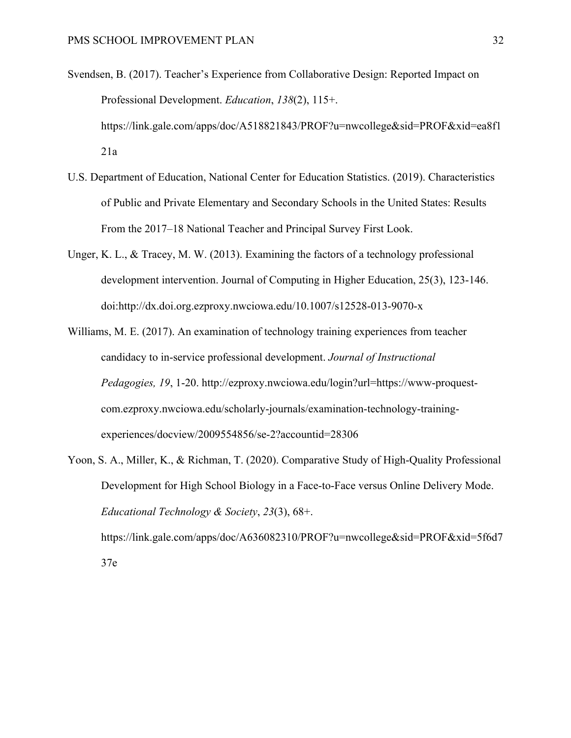Svendsen, B. (2017). Teacher's Experience from Collaborative Design: Reported Impact on Professional Development. *Education*, *138*(2), 115+. https://link.gale.com/apps/doc/A518821843/PROF?u=nwcollege&sid=PROF&xid=ea8f121a

U.S. Department of Education, National Center for Education Statistics. (2019). Characteristics of Public and Private Elementary and Secondary Schools in the United States: Results From the 2017–18 National Teacher and Principal Survey First Look.

Unger, K. L., & Tracey, M. W. (2013). Examining the factors of a technology professional development intervention. Journal of Computing in Higher Education, 25(3), 123-146. doi:http://dx.doi.org.ezproxy.nwciowa.edu/10.1007/s12528-013-9070-x

Williams, M. E. (2017). An examination of technology training experiences from teacher candidacy to in-service professional development. *Journal of Instructional Pedagogies, 19*, 1-20. http://ezproxy.nwciowa.edu/login?url=https://www-proquest-com.ezproxy.nwciowa.edu/scholarly-journals/examination-technology-training-experiences/docview/2009554856/se-2?accountid=28306

Yoon, S. A., Miller, K., & Richman, T. (2020). Comparative Study of High-Quality Professional Development for High School Biology in a Face-to-Face versus Online Delivery Mode. *Educational Technology & Society*, *23*(3), 68+. https://link.gale.com/apps/doc/A636082310/PROF?u=nwcollege&sid=PROF&xid=5f6d737e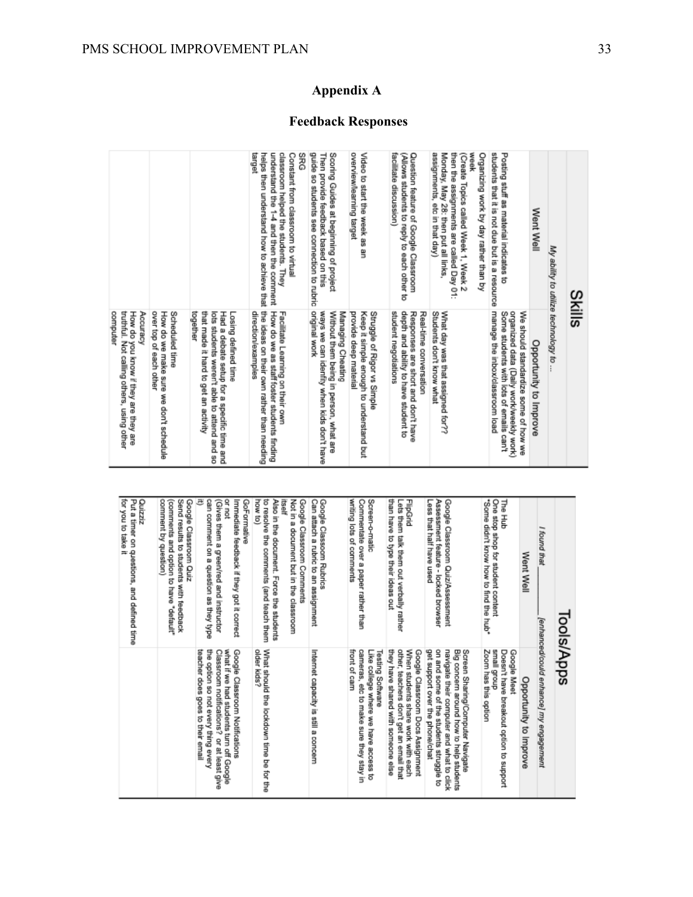## Appendix A

### Feedback Responses

| Skills | |
|---|---|
| *My ability to utilize technology to ...* | |
| **Went Well** | **Opportunity to Improve** |
| Posting stuff as material indicates to students that it is not due but is a resource | We should standardize some of how we organized data (Daily work/weekly work) Some students with lots of emails can't manage the inbox/classroom load |
| Organizing work by day rather than by week (Create Topics called Week 1, Week 2 then the assignments are called Day 01: Monday, May 28: then put all links, assignments, etc in that day) | What day was that assigned for?? Students don't know what |
| Question feature of Google Classroom (Allows students to reply to each other to facilitate discussion) | Real-time conversation Responses are short and don't have depth and ability to have student to student negotiations |
| Video to start the week as an overview/learning target | Struggle of Rigor vs Simple Keep it simple enough to understand but provide deep material |
| Scoring Guides at beginning of project Then provide feedback based on this guide so students see connection to rubric | Managing Cheating Without them being in person, what are ways we can identify when kids don't have original work |
| SRG Constant from classroom to virtual classroom helped the students. They understand the 1-4 and then the comment helps then understand how to achieve that target | Facilitate Learning on their own How do we as staff foster students finding the ideas on their own rather than needing direction/examples |
| | Losing defined time Had a debate setup for a specific time and lots students weren't able to attend and so that made it hard to get an activity together |
| | Scheduled time How do we make sure we don't schedule over top of each other |
| | Accuracy How do you know if they are they are truthful. Not calling others, using other computer |

| Tools/Apps | |
|---|---|
| *I found that \_\_\_\_\_\_\_\_\_\_ [enhanced/could enhance] my engagement* | |
| **Went Well** | **Opportunity to Improve** |
| The Hub One stop shop for student content *Some didn't know how to find the hub* | Google Meet Doesn't have breakout option to support small group Zoom has this option |
| Google Classroom Quiz/Assessment Assessment feature - locked browser Less that half have used | Screen Sharing/Computer Navigate Big concern around how to help students navigate their computer and what to click on and some of the students struggle to get support over the phone/chat |
| FlipGrid Lets them talk them out verbally rather than have to type their ideas out | Google Classroom Docs Assignment When students share work with each other, teachers don't get an email that they have shared with someone else |
| Screen-o-matic Commentate over a paper rather than writing lots of comments | Testing Software Like college where we have access to cameras, etc to make sure they stay in front of cam |
| Google Classroom Rubrics Can attach a rubric to an assignment | Internet capacity is still a concern |
| Google Classroom Comments Not in a document but in the classroom itself Also in the document. Force the students to resolve the comments (and teach them how to) | What should the lockdown time be for the older kids? |
| GoFormative Immediate feedback if they got it correct or not (Gives them a green/red and instructor can comment on a question as they type it) | Google Classroom Notifications what if we had students turn off Google Classroom notifications? or at least give the option so not every thing every teacher does goes to their email |
| Google Classroom Quiz Send results to students with feedback (comments and option to have "default" comment by question) | |
| Quizziz Put a timer on questions, and defined time for you to take it | |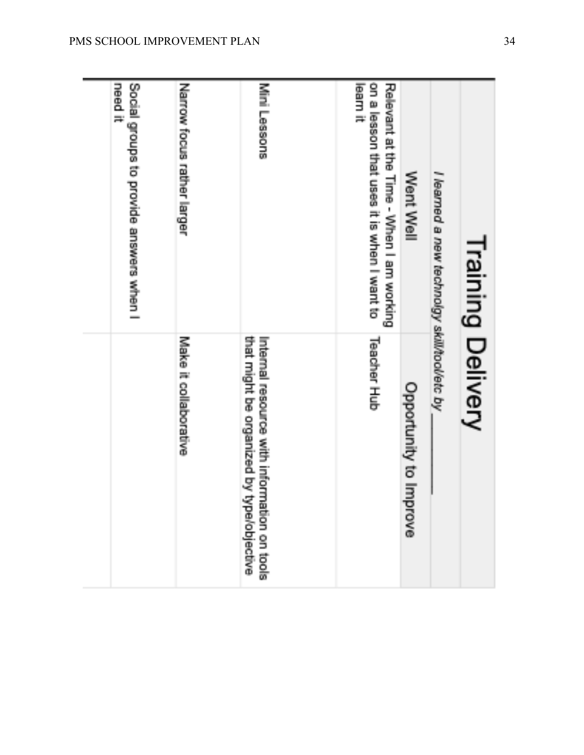| Training Delivery | |
|---|---|
| *I learned a new technolgy skill/tool/etc by ________* | |
| Went Well | Opportunity to Improve |
| Relevant at the Time - When I am working on a lesson that uses it is when I want to learn it | Teacher Hub |
| Mini Lessons | Internal resource with information on tools that might be organized by type/objective |
| Narrow focus rather larger | Make it collaborative |
| Social groups to provide answers when I need it | |
| | |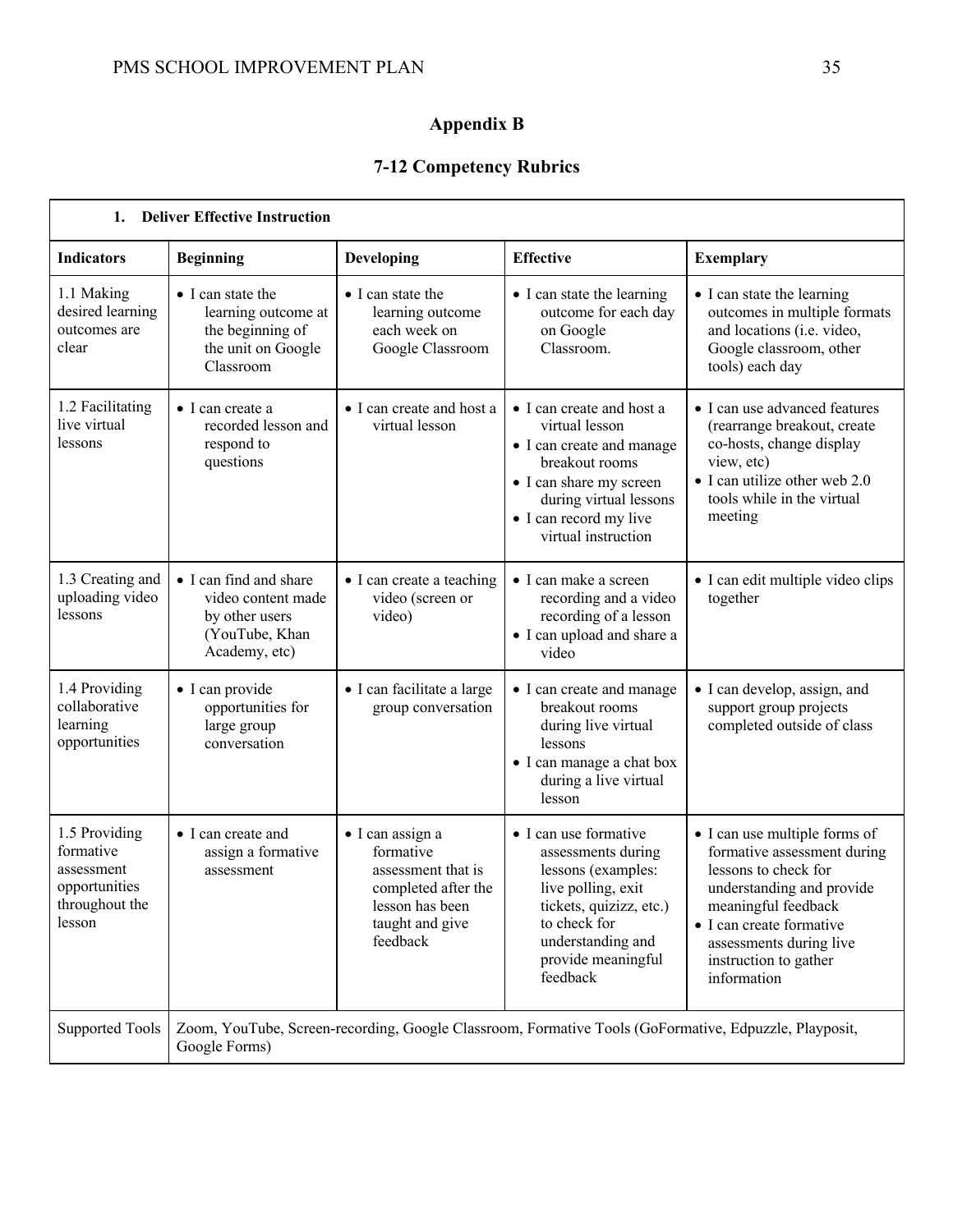# Appendix B

## 7-12 Competency Rubrics

| **1. Deliver Effective Instruction** | | | | |
|---|---|---|---|---|
| **Indicators** | **Beginning** | **Developing** | **Effective** | **Exemplary** |
| 1.1 Making desired learning outcomes are clear | • I can state the learning outcome at the beginning of the unit on Google Classroom | • I can state the learning outcome each week on Google Classroom | • I can state the learning outcome for each day on Google Classroom. | • I can state the learning outcomes in multiple formats and locations (i.e. video, Google classroom, other tools) each day |
| 1.2 Facilitating live virtual lessons | • I can create a recorded lesson and respond to questions | • I can create and host a virtual lesson | • I can create and host a virtual lesson<br>• I can create and manage breakout rooms<br>• I can share my screen during virtual lessons<br>• I can record my live virtual instruction | • I can use advanced features (rearrange breakout, create co-hosts, change display view, etc)<br>• I can utilize other web 2.0 tools while in the virtual meeting |
| 1.3 Creating and uploading video lessons | • I can find and share video content made by other users (YouTube, Khan Academy, etc) | • I can create a teaching video (screen or video) | • I can make a screen recording and a video recording of a lesson<br>• I can upload and share a video | • I can edit multiple video clips together |
| 1.4 Providing collaborative learning opportunities | • I can provide opportunities for large group conversation | • I can facilitate a large group conversation | • I can create and manage breakout rooms during live virtual lessons<br>• I can manage a chat box during a live virtual lesson | • I can develop, assign, and support group projects completed outside of class |
| 1.5 Providing formative assessment opportunities throughout the lesson | • I can create and assign a formative assessment | • I can assign a formative assessment that is completed after the lesson has been taught and give feedback | • I can use formative assessments during lessons (examples: live polling, exit tickets, quizizz, etc.) to check for understanding and provide meaningful feedback | • I can use multiple forms of formative assessment during lessons to check for understanding and provide meaningful feedback<br>• I can create formative assessments during live instruction to gather information |
| Supported Tools | Zoom, YouTube, Screen-recording, Google Classroom, Formative Tools (GoFormative, Edpuzzle, Playposit, Google Forms) | | | |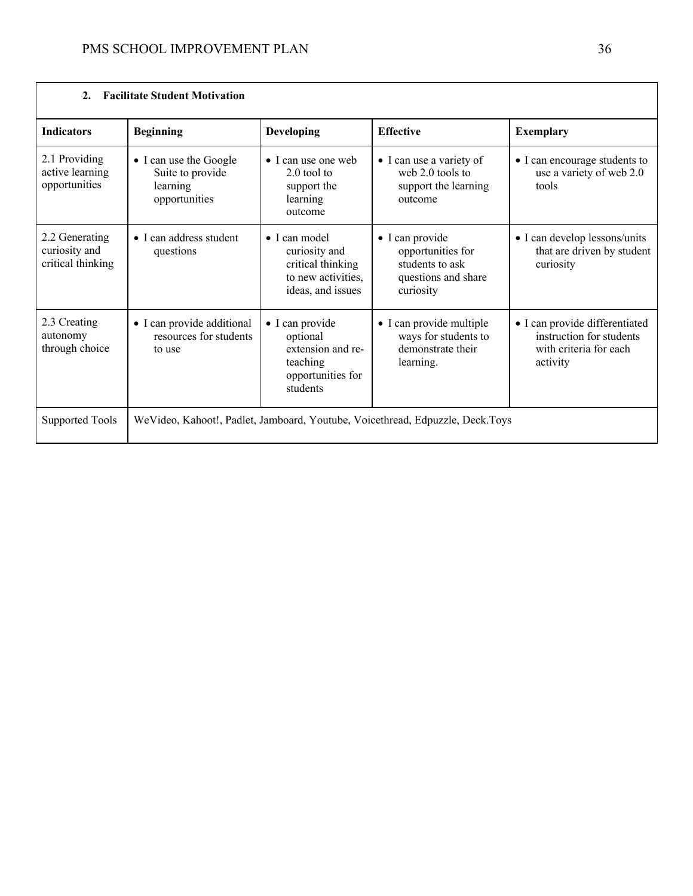| **2. Facilitate Student Motivation** | | | | |
|---|---|---|---|---|
| **Indicators** | **Beginning** | **Developing** | **Effective** | **Exemplary** |
| 2.1 Providing active learning opportunities | • I can use the Google Suite to provide learning opportunities | • I can use one web 2.0 tool to support the learning outcome | • I can use a variety of web 2.0 tools to support the learning outcome | • I can encourage students to use a variety of web 2.0 tools |
| 2.2 Generating curiosity and critical thinking | • I can address student questions | • I can model curiosity and critical thinking to new activities, ideas, and issues | • I can provide opportunities for students to ask questions and share curiosity | • I can develop lessons/units that are driven by student curiosity |
| 2.3 Creating autonomy through choice | • I can provide additional resources for students to use | • I can provide optional extension and re-teaching opportunities for students | • I can provide multiple ways for students to demonstrate their learning. | • I can provide differentiated instruction for students with criteria for each activity |
| Supported Tools | WeVideo, Kahoot!, Padlet, Jamboard, Youtube, Voicethread, Edpuzzle, Deck.Toys | | | |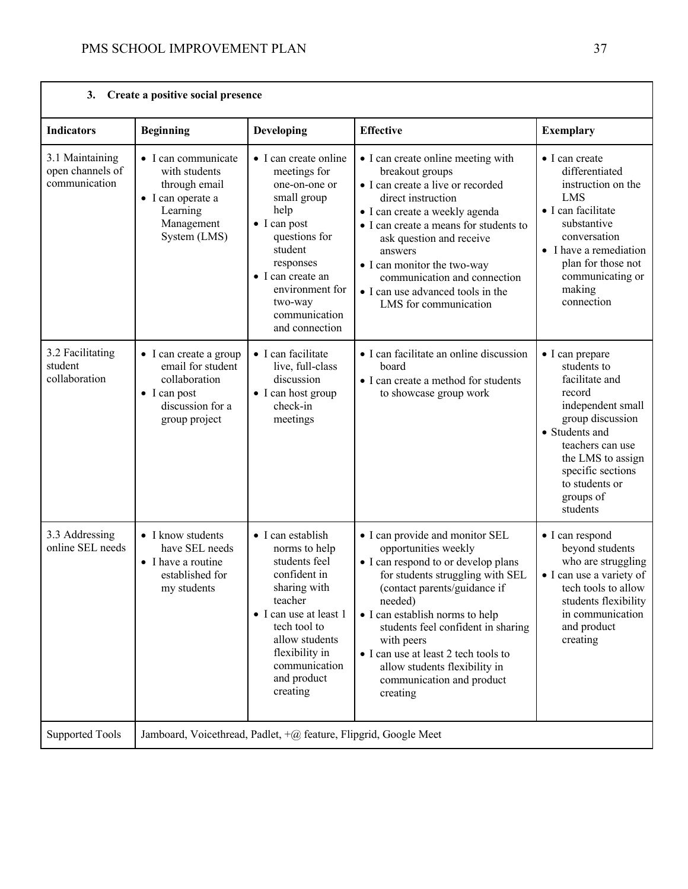| 3. Create a positive social presence | | | | |
|---|---|---|---|---|
| **Indicators** | **Beginning** | **Developing** | **Effective** | **Exemplary** |
| 3.1 Maintaining open channels of communication | • I can communicate with students through email<br>• I can operate a Learning Management System (LMS) | • I can create online meetings for one-on-one or small group help<br>• I can post questions for student responses<br>• I can create an environment for two-way communication and connection | • I can create online meeting with breakout groups<br>• I can create a live or recorded direct instruction<br>• I can create a weekly agenda<br>• I can create a means for students to ask question and receive answers<br>• I can monitor the two-way communication and connection<br>• I can use advanced tools in the LMS for communication | • I can create differentiated instruction on the LMS<br>• I can facilitate substantive conversation<br>• I have a remediation plan for those not communicating or making connection |
| 3.2 Facilitating student collaboration | • I can create a group email for student collaboration<br>• I can post discussion for a group project | • I can facilitate live, full-class discussion<br>• I can host group check-in meetings | • I can facilitate an online discussion board<br>• I can create a method for students to showcase group work | • I can prepare students to facilitate and record independent small group discussion<br>• Students and teachers can use the LMS to assign specific sections to students or groups of students |
| 3.3 Addressing online SEL needs | • I know students have SEL needs<br>• I have a routine established for my students | • I can establish norms to help students feel confident in sharing with teacher<br>• I can use at least 1 tech tool to allow students flexibility in communication and product creating | • I can provide and monitor SEL opportunities weekly<br>• I can respond to or develop plans for students struggling with SEL (contact parents/guidance if needed)<br>• I can establish norms to help students feel confident in sharing with peers<br>• I can use at least 2 tech tools to allow students flexibility in communication and product creating | • I can respond beyond students who are struggling<br>• I can use a variety of tech tools to allow students flexibility in communication and product creating |
| Supported Tools | Jamboard, Voicethread, Padlet, +@ feature, Flipgrid, Google Meet | | | |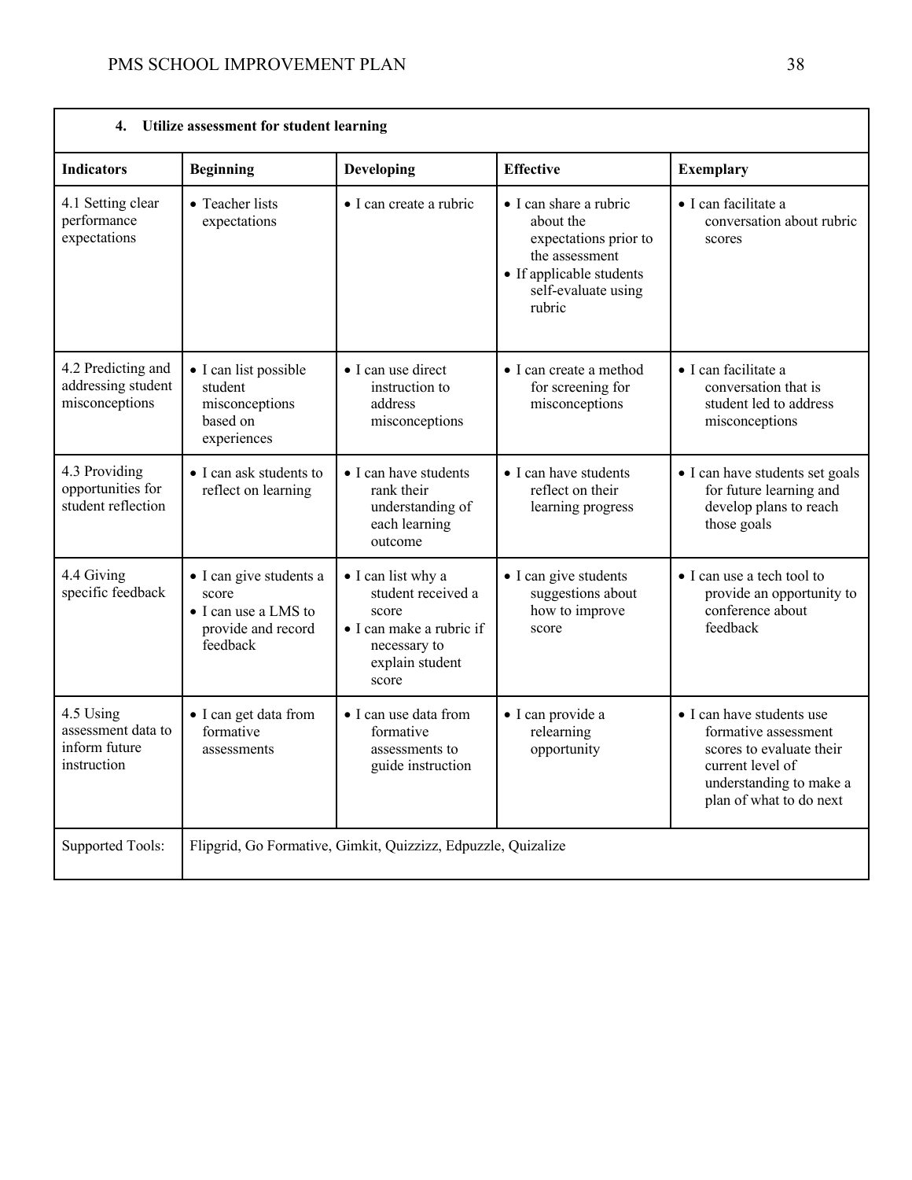| **4. Utilize assessment for student learning** | | | | |
|---|---|---|---|---|
| **Indicators** | **Beginning** | **Developing** | **Effective** | **Exemplary** |
| 4.1 Setting clear performance expectations | • Teacher lists expectations | • I can create a rubric | • I can share a rubric about the expectations prior to the assessment<br>• If applicable students self-evaluate using rubric | • I can facilitate a conversation about rubric scores |
| 4.2 Predicting and addressing student misconceptions | • I can list possible student misconceptions based on experiences | • I can use direct instruction to address misconceptions | • I can create a method for screening for misconceptions | • I can facilitate a conversation that is student led to address misconceptions |
| 4.3 Providing opportunities for student reflection | • I can ask students to reflect on learning | • I can have students rank their understanding of each learning outcome | • I can have students reflect on their learning progress | • I can have students set goals for future learning and develop plans to reach those goals |
| 4.4 Giving specific feedback | • I can give students a score<br>• I can use a LMS to provide and record feedback | • I can list why a student received a score<br>• I can make a rubric if necessary to explain student score | • I can give students suggestions about how to improve score | • I can use a tech tool to provide an opportunity to conference about feedback |
| 4.5 Using assessment data to inform future instruction | • I can get data from formative assessments | • I can use data from formative assessments to guide instruction | • I can provide a relearning opportunity | • I can have students use formative assessment scores to evaluate their current level of understanding to make a plan of what to do next |
| Supported Tools: | Flipgrid, Go Formative, Gimkit, Quizzizz, Edpuzzle, Quizalize | | | |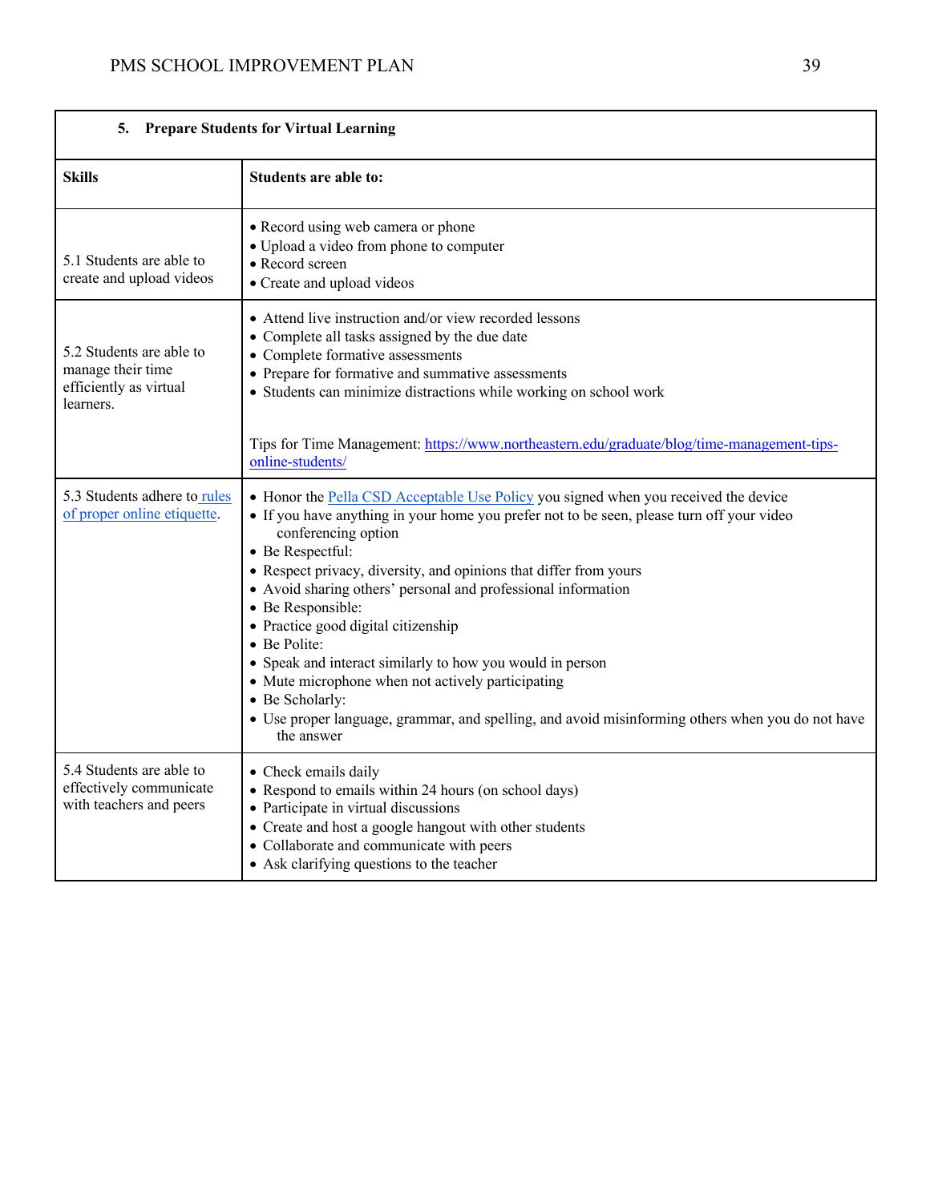| 5. **Prepare Students for Virtual Learning** | |
|---|---|
| **Skills** | **Students are able to:** |
| 5.1 Students are able to create and upload videos | • Record using web camera or phone<br>• Upload a video from phone to computer<br>• Record screen<br>• Create and upload videos |
| 5.2 Students are able to manage their time efficiently as virtual learners. | • Attend live instruction and/or view recorded lessons<br>• Complete all tasks assigned by the due date<br>• Complete formative assessments<br>• Prepare for formative and summative assessments<br>• Students can minimize distractions while working on school work<br><br>Tips for Time Management: https://www.northeastern.edu/graduate/blog/time-management-tips-online-students/ |
| 5.3 Students adhere to rules of proper online etiquette. | • Honor the Pella CSD Acceptable Use Policy you signed when you received the device<br>• If you have anything in your home you prefer not to be seen, please turn off your video conferencing option<br>• Be Respectful:<br>• Respect privacy, diversity, and opinions that differ from yours<br>• Avoid sharing others' personal and professional information<br>• Be Responsible:<br>• Practice good digital citizenship<br>• Be Polite:<br>• Speak and interact similarly to how you would in person<br>• Mute microphone when not actively participating<br>• Be Scholarly:<br>• Use proper language, grammar, and spelling, and avoid misinforming others when you do not have the answer |
| 5.4 Students are able to effectively communicate with teachers and peers | • Check emails daily<br>• Respond to emails within 24 hours (on school days)<br>• Participate in virtual discussions<br>• Create and host a google hangout with other students<br>• Collaborate and communicate with peers<br>• Ask clarifying questions to the teacher |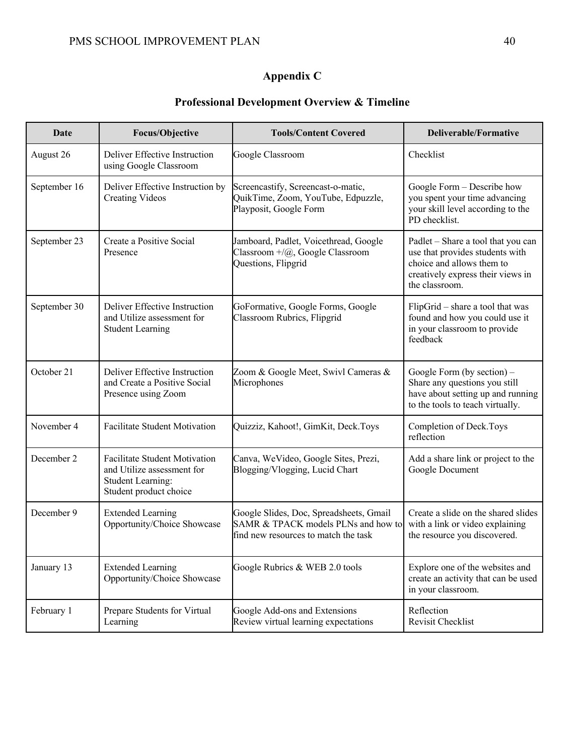## Appendix C

### Professional Development Overview & Timeline

| Date | Focus/Objective | Tools/Content Covered | Deliverable/Formative |
|---|---|---|---|
| August 26 | Deliver Effective Instruction using Google Classroom | Google Classroom | Checklist |
| September 16 | Deliver Effective Instruction by Creating Videos | Screencastify, Screencast-o-matic, QuikTime, Zoom, YouTube, Edpuzzle, Playposit, Google Form | Google Form – Describe how you spent your time advancing your skill level according to the PD checklist. |
| September 23 | Create a Positive Social Presence | Jamboard, Padlet, Voicethread, Google Classroom +/@, Google Classroom Questions, Flipgrid | Padlet – Share a tool that you can use that provides students with choice and allows them to creatively express their views in the classroom. |
| September 30 | Deliver Effective Instruction and Utilize assessment for Student Learning | GoFormative, Google Forms, Google Classroom Rubrics, Flipgrid | FlipGrid – share a tool that was found and how you could use it in your classroom to provide feedback |
| October 21 | Deliver Effective Instruction and Create a Positive Social Presence using Zoom | Zoom & Google Meet, Swivl Cameras & Microphones | Google Form (by section) – Share any questions you still have about setting up and running to the tools to teach virtually. |
| November 4 | Facilitate Student Motivation | Quizziz, Kahoot!, GimKit, Deck.Toys | Completion of Deck.Toys reflection |
| December 2 | Facilitate Student Motivation and Utilize assessment for Student Learning: Student product choice | Canva, WeVideo, Google Sites, Prezi, Blogging/Vlogging, Lucid Chart | Add a share link or project to the Google Document |
| December 9 | Extended Learning Opportunity/Choice Showcase | Google Slides, Doc, Spreadsheets, Gmail SAMR & TPACK models PLNs and how to find new resources to match the task | Create a slide on the shared slides with a link or video explaining the resource you discovered. |
| January 13 | Extended Learning Opportunity/Choice Showcase | Google Rubrics & WEB 2.0 tools | Explore one of the websites and create an activity that can be used in your classroom. |
| February 1 | Prepare Students for Virtual Learning | Google Add-ons and Extensions Review virtual learning expectations | Reflection Revisit Checklist |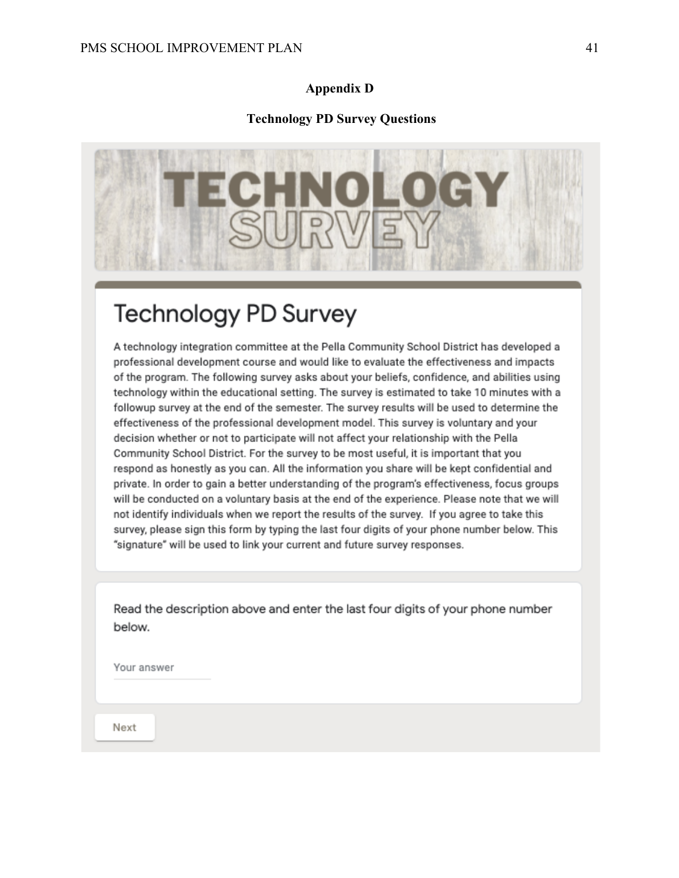# Appendix D

## Technology PD Survey Questions

TECHNOLOGY SURVEY

### Technology PD Survey

A technology integration committee at the Pella Community School District has developed a professional development course and would like to evaluate the effectiveness and impacts of the program. The following survey asks about your beliefs, confidence, and abilities using technology within the educational setting. The survey is estimated to take 10 minutes with a followup survey at the end of the semester. The survey results will be used to determine the effectiveness of the professional development model. This survey is voluntary and your decision whether or not to participate will not affect your relationship with the Pella Community School District. For the survey to be most useful, it is important that you respond as honestly as you can. All the information you share will be kept confidential and private. In order to gain a better understanding of the program's effectiveness, focus groups will be conducted on a voluntary basis at the end of the experience. Please note that we will not identify individuals when we report the results of the survey. If you agree to take this survey, please sign this form by typing the last four digits of your phone number below. This "signature" will be used to link your current and future survey responses.

Read the description above and enter the last four digits of your phone number below.

Your answer

Next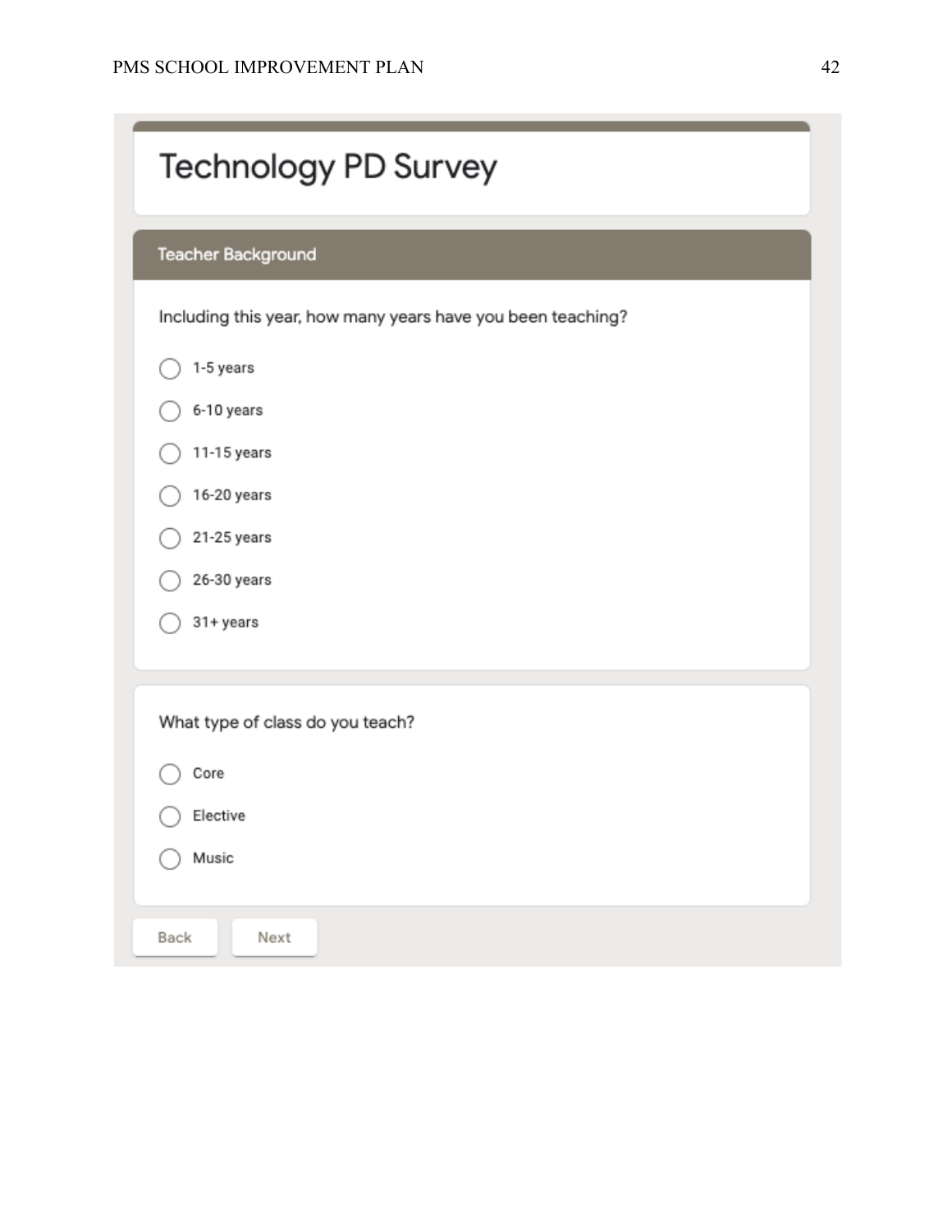# Technology PD Survey

## Teacher Background

Including this year, how many years have you been teaching?

- ◯ 1-5 years
- ◯ 6-10 years
- ◯ 11-15 years
- ◯ 16-20 years
- ◯ 21-25 years
- ◯ 26-30 years
- ◯ 31+ years

What type of class do you teach?

- ◯ Core
- ◯ Elective
- ◯ Music

Back Next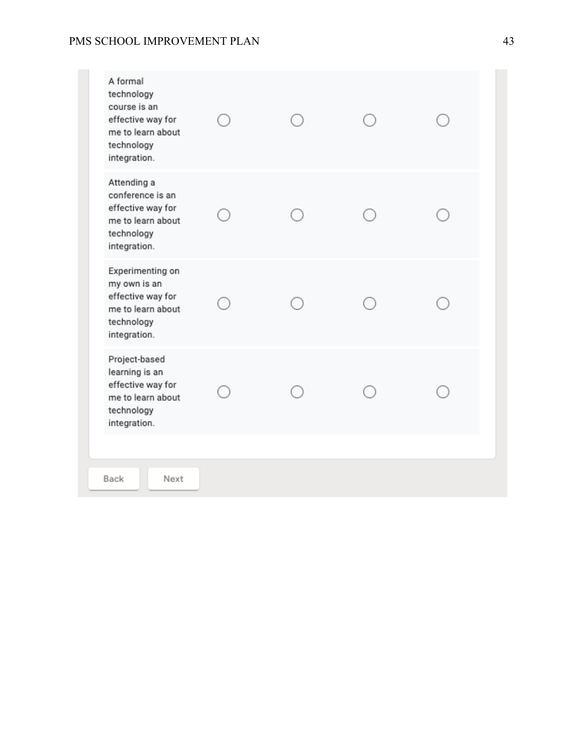| | | | | |
|---|---|---|---|---|
| A formal technology course is an effective way for me to learn about technology integration. | ○ | ○ | ○ | ○ |
| Attending a conference is an effective way for me to learn about technology integration. | ○ | ○ | ○ | ○ |
| Experimenting on my own is an effective way for me to learn about technology integration. | ○ | ○ | ○ | ○ |
| Project-based learning is an effective way for me to learn about technology integration. | ○ | ○ | ○ | ○ |

Back Next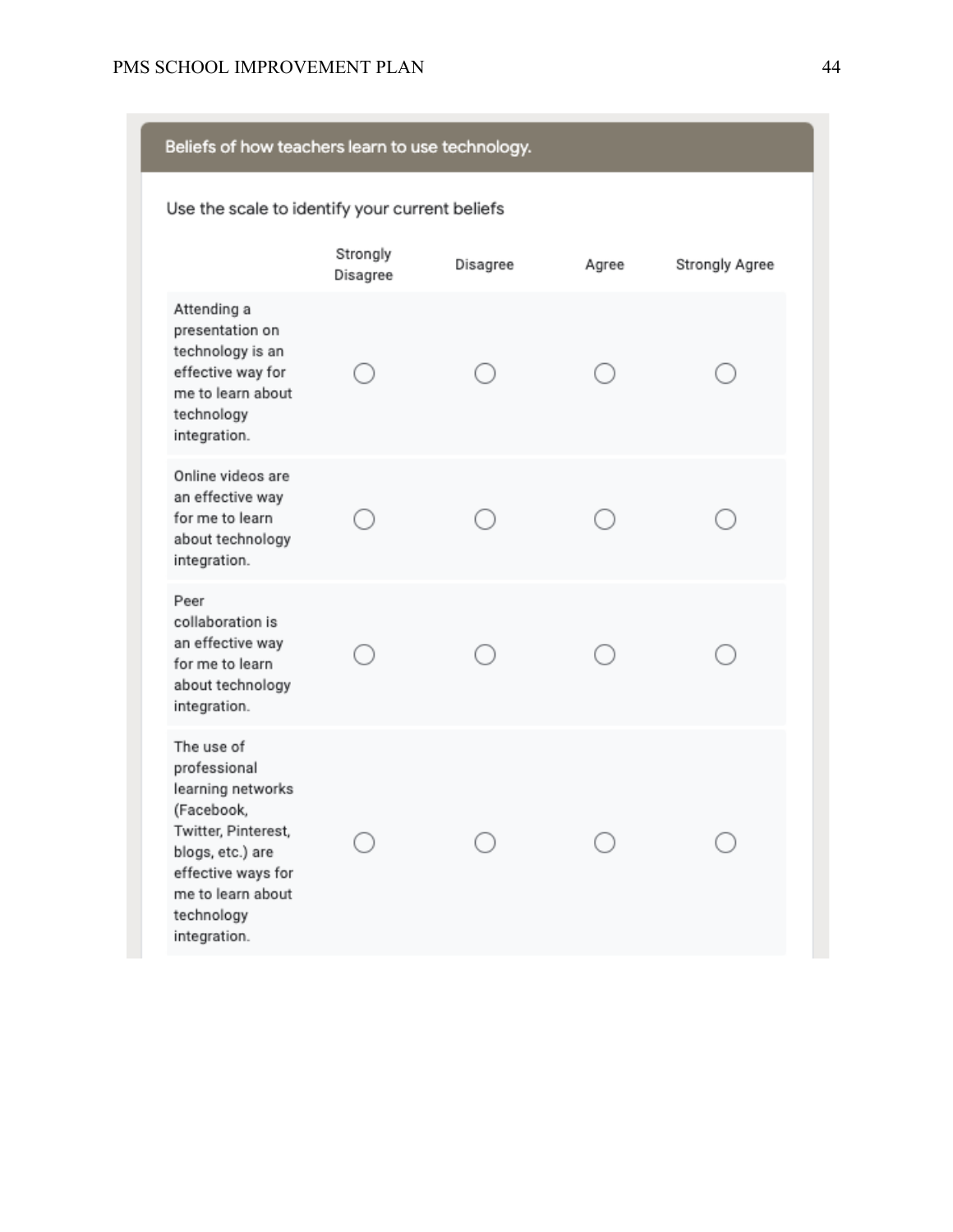## Beliefs of how teachers learn to use technology.

Use the scale to identify your current beliefs

| | Strongly Disagree | Disagree | Agree | Strongly Agree |
|---|---|---|---|---|
| Attending a presentation on technology is an effective way for me to learn about technology integration. | ○ | ○ | ○ | ○ |
| Online videos are an effective way for me to learn about technology integration. | ○ | ○ | ○ | ○ |
| Peer collaboration is an effective way for me to learn about technology integration. | ○ | ○ | ○ | ○ |
| The use of professional learning networks (Facebook, Twitter, Pinterest, blogs, etc.) are effective ways for me to learn about technology integration. | ○ | ○ | ○ | ○ |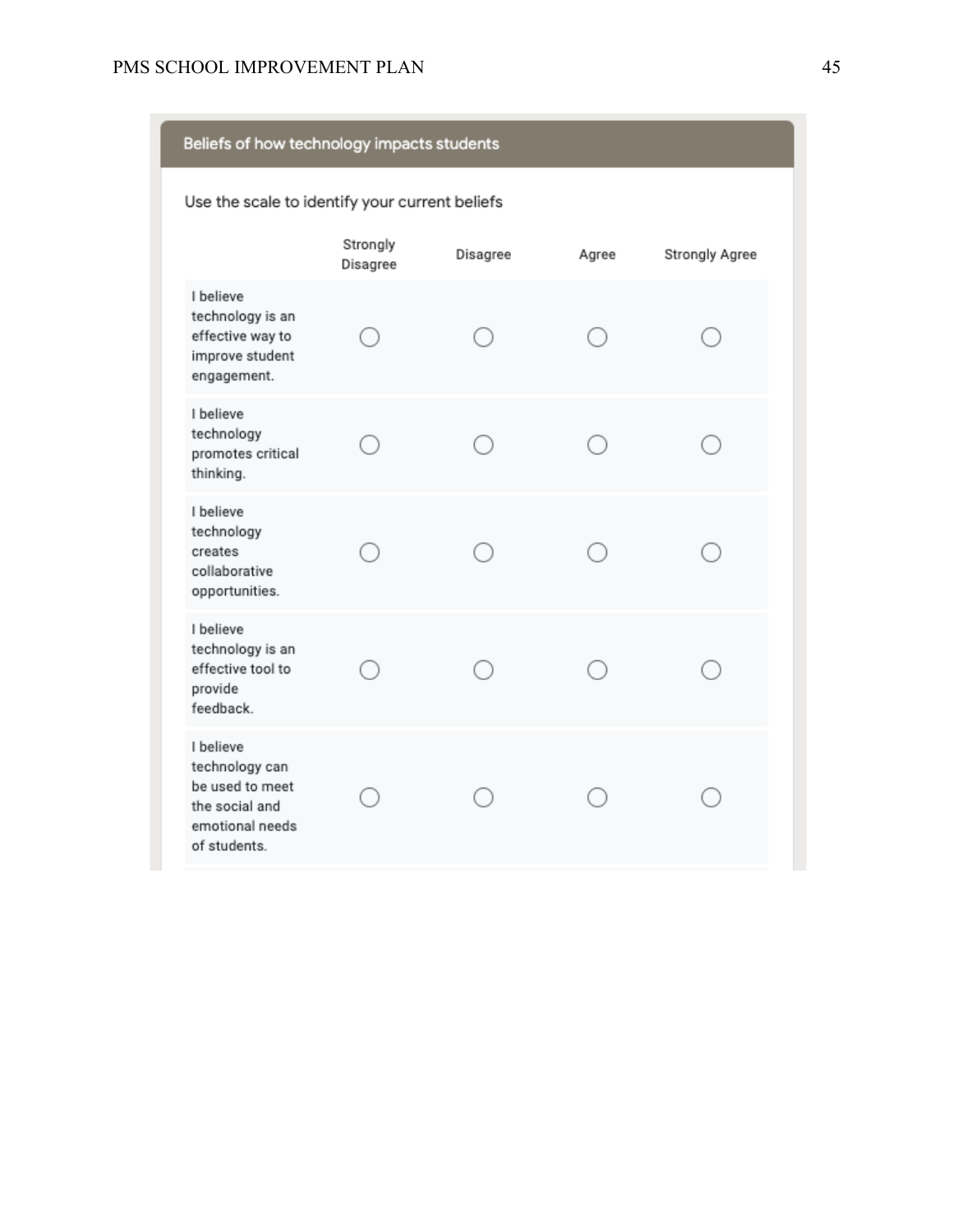## Beliefs of how technology impacts students

Use the scale to identify your current beliefs

| | Strongly Disagree | Disagree | Agree | Strongly Agree |
|---|---|---|---|---|
| I believe technology is an effective way to improve student engagement. | ○ | ○ | ○ | ○ |
| I believe technology promotes critical thinking. | ○ | ○ | ○ | ○ |
| I believe technology creates collaborative opportunities. | ○ | ○ | ○ | ○ |
| I believe technology is an effective tool to provide feedback. | ○ | ○ | ○ | ○ |
| I believe technology can be used to meet the social and emotional needs of students. | ○ | ○ | ○ | ○ |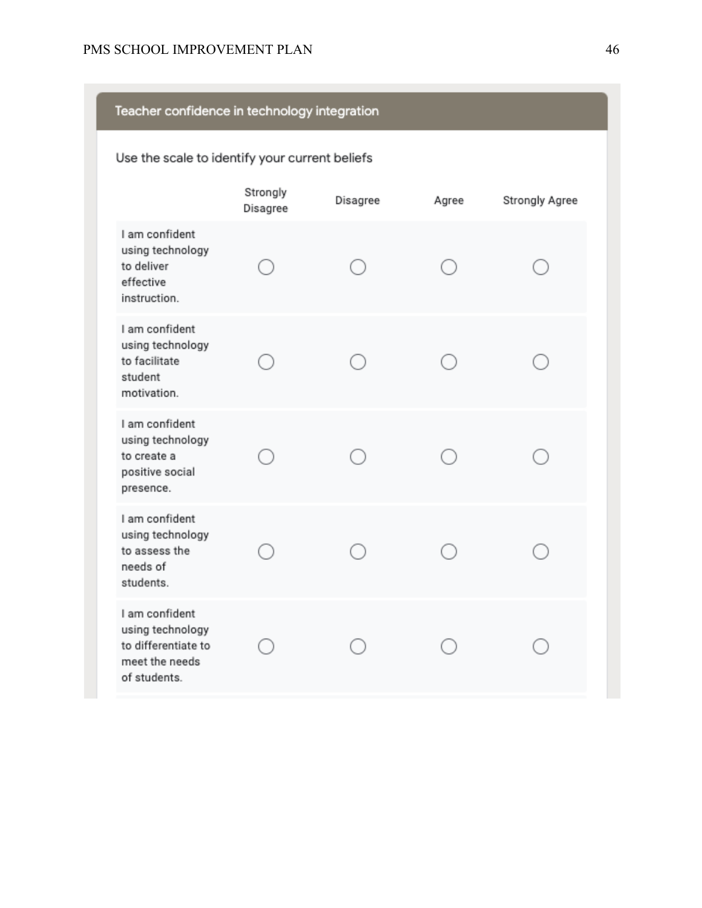## Teacher confidence in technology integration

Use the scale to identify your current beliefs

| | Strongly Disagree | Disagree | Agree | Strongly Agree |
|---|---|---|---|---|
| I am confident using technology to deliver effective instruction. | ○ | ○ | ○ | ○ |
| I am confident using technology to facilitate student motivation. | ○ | ○ | ○ | ○ |
| I am confident using technology to create a positive social presence. | ○ | ○ | ○ | ○ |
| I am confident using technology to assess the needs of students. | ○ | ○ | ○ | ○ |
| I am confident using technology to differentiate to meet the needs of students. | ○ | ○ | ○ | ○ |